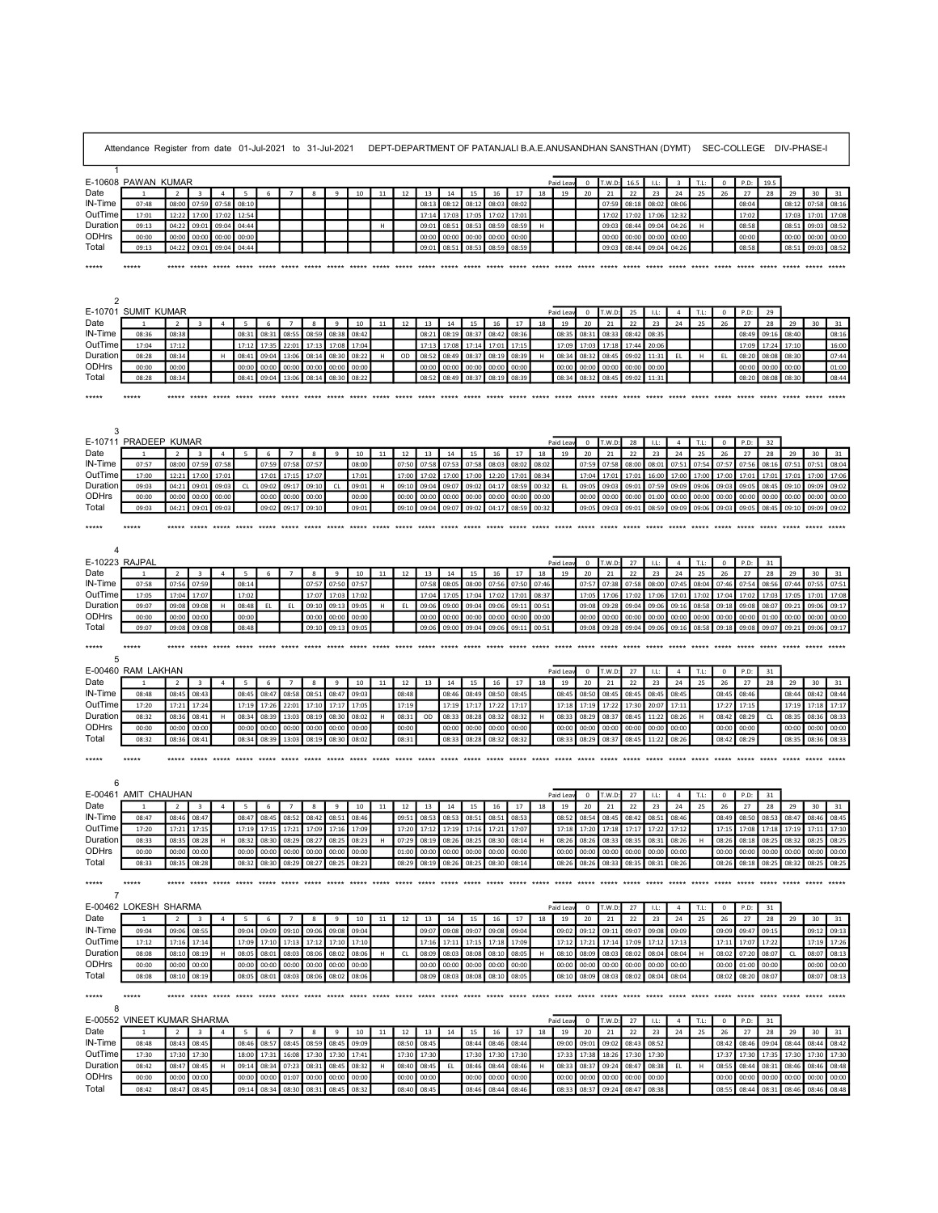Attendance Register from date 01-Jul-2021 to 31-Jul-2021 DEPT-DEPARTMENT OF PATANJALI B.A.E.ANUSANDHAN SANSTHAN (DYMT) SEC-COLLEGE DIV-PHASE-I

1

**E-10608 PAWAN KUMAR** — Paid Leave: 0 | T.W.D: 16.5 | I.L: 3 | T.L: 0 | P.D: 19.5

| Date | 1 | 2 | 3 | 4 | 5 | 6 | 7 | 8 | 9 | 10 | 11 | 12 | 13 | 14 | 15 | 16 | 17 | 18 | 19 | 20 | 21 | 22 | 23 | 24 | 25 | 26 | 27 | 28 | 29 | 30 | 31 |
|---|---|---|---|---|---|---|---|---|---|---|---|---|---|---|---|---|---|---|---|---|---|---|---|---|---|---|---|---|---|---|---|
| IN-Time | 07:48 | 08:00 | 07:59 | 07:58 | 08:10 | | | | | | | | 08:13 | 08:12 | 08:12 | 08:03 | 08:02 | | | | 07:59 | 08:18 | 08:02 | 08:06 | | | 08:04 | | 08:12 | 07:58 | 08:16 |
| OutTime | 17:01 | 12:22 | 17:00 | 17:02 | 12:54 | | | | | | | | 17:14 | 17:03 | 17:05 | 17:02 | 17:01 | | | | 17:02 | 17:02 | 17:06 | 12:32 | | | 17:02 | | 17:03 | 17:01 | 17:08 |
| Duration | 09:13 | 04:22 | 09:01 | 09:04 | 04:44 | | | | | | H | | 09:01 | 08:51 | 08:53 | 08:59 | 08:59 | H | | | 09:03 | 08:44 | 09:04 | 04:26 | H | | 08:58 | | 08:51 | 09:03 | 08:52 |
| ODHrs | 00:00 | 00:00 | 00:00 | 00:00 | 00:00 | | | | | | | | 00:00 | 00:00 | 00:00 | 00:00 | 00:00 | | | | 00:00 | 00:00 | 00:00 | 00:00 | | | 00:00 | | 00:00 | 00:00 | 00:00 |
| Total | 09:13 | 04:22 | 09:01 | 09:04 | 04:44 | | | | | | | | 09:01 | 08:51 | 08:53 | 08:59 | 08:59 | | | | 09:03 | 08:44 | 09:04 | 04:26 | | | 08:58 | | 08:51 | 09:03 | 08:52 |

*****

2

**E-10701 SUMIT KUMAR** — Paid Leave: 0 | T.W.D: 25 | I.L: 4 | T.L: 0 | P.D: 29

| Date | 1 | 2 | 3 | 4 | 5 | 6 | 7 | 8 | 9 | 10 | 11 | 12 | 13 | 14 | 15 | 16 | 17 | 18 | 19 | 20 | 21 | 22 | 23 | 24 | 25 | 26 | 27 | 28 | 29 | 30 | 31 |
|---|---|---|---|---|---|---|---|---|---|---|---|---|---|---|---|---|---|---|---|---|---|---|---|---|---|---|---|---|---|---|---|
| IN-Time | 08:36 | 08:38 | | | 08:31 | 08:31 | 08:55 | 08:59 | 08:38 | 08:42 | | | 08:21 | 08:19 | 08:37 | 08:42 | 08:36 | | 08:35 | 08:31 | 08:33 | 08:42 | 08:35 | | | | 08:49 | 09:16 | 08:40 | | 08:16 |
| OutTime | 17:04 | 17:12 | | | 17:12 | 17:35 | 22:01 | 17:13 | 17:08 | 17:04 | | | 17:13 | 17:08 | 17:14 | 17:01 | 17:15 | | 17:09 | 17:03 | 17:18 | 17:44 | 20:06 | | | | 17:09 | 17:24 | 17:10 | | 16:00 |
| Duration | 08:28 | 08:34 | | H | 08:41 | 09:04 | 13:06 | 08:14 | 08:30 | 08:22 | H | OD | 08:52 | 08:49 | 08:37 | 08:19 | 08:39 | H | 08:34 | 08:32 | 08:45 | 09:02 | 11:31 | EL | H | EL | 08:20 | 08:08 | 08:30 | | 07:44 |
| ODHrs | 00:00 | 00:00 | | | 00:00 | 00:00 | 00:00 | 00:00 | 00:00 | 00:00 | | | 00:00 | 00:00 | 00:00 | 00:00 | 00:00 | | 00:00 | 00:00 | 00:00 | 00:00 | 00:00 | | | | 00:00 | 00:00 | 00:00 | | 01:00 |
| Total | 08:28 | 08:34 | | | 08:41 | 09:04 | 13:06 | 08:14 | 08:30 | 08:22 | | | 08:52 | 08:49 | 08:37 | 08:19 | 08:39 | | 08:34 | 08:32 | 08:45 | 09:02 | 11:31 | | | | 08:20 | 08:08 | 08:30 | | 08:44 |

*****

3

**E-10711 PRADEEP KUMAR** — Paid Leave: 0 | T.W.D: 28 | I.L: 4 | T.L: 0 | P.D: 32

| Date | 1 | 2 | 3 | 4 | 5 | 6 | 7 | 8 | 9 | 10 | 11 | 12 | 13 | 14 | 15 | 16 | 17 | 18 | 19 | 20 | 21 | 22 | 23 | 24 | 25 | 26 | 27 | 28 | 29 | 30 | 31 |
|---|---|---|---|---|---|---|---|---|---|---|---|---|---|---|---|---|---|---|---|---|---|---|---|---|---|---|---|---|---|---|---|
| IN-Time | 07:57 | 08:00 | 07:59 | 07:58 | | 07:59 | 07:58 | 07:57 | | 08:00 | | 07:50 | 07:58 | 07:53 | 07:58 | 08:03 | 08:02 | 08:02 | | 07:59 | 07:58 | 08:00 | 08:01 | 07:51 | 07:54 | 07:57 | 07:56 | 08:16 | 07:51 | 07:51 | 08:04 |
| OutTime | 17:00 | 12:21 | 17:00 | 17:01 | | 17:01 | 17:15 | 17:07 | | 17:01 | | 17:00 | 17:02 | 17:00 | 17:00 | 12:20 | 17:01 | 08:34 | | 17:04 | 17:01 | 17:01 | 16:00 | 17:00 | 17:00 | 17:00 | 17:01 | 17:01 | 17:01 | 17:00 | 17:06 |
| Duration | 09:03 | 04:21 | 09:01 | 09:03 | CL | 09:02 | 09:17 | 09:10 | CL | 09:01 | H | 09:10 | 09:04 | 09:07 | 09:02 | 04:17 | 08:59 | 00:32 | EL | 09:05 | 09:03 | 09:01 | 07:59 | 09:09 | 09:06 | 09:03 | 09:05 | 08:45 | 09:10 | 09:09 | 09:02 |
| ODHrs | 00:00 | 00:00 | 00:00 | 00:00 | | 00:00 | 00:00 | 00:00 | | 00:00 | | 00:00 | 00:00 | 00:00 | 00:00 | 00:00 | 00:00 | 00:00 | | 00:00 | 00:00 | 00:00 | 01:00 | 00:00 | 00:00 | 00:00 | 00:00 | 00:00 | 00:00 | 00:00 | 00:00 |
| Total | 09:03 | 04:21 | 09:01 | 09:03 | | 09:02 | 09:17 | 09:10 | | 09:01 | | 09:10 | 09:04 | 09:07 | 09:02 | 04:17 | 08:59 | 00:32 | | 09:05 | 09:03 | 09:01 | 08:59 | 09:09 | 09:06 | 09:03 | 09:05 | 08:45 | 09:10 | 09:09 | 09:02 |

*****

4

**E-10223 RAJPAL** — Paid Leave: 0 | T.W.D: 27 | I.L: 4 | T.L: 0 | P.D: 31

| Date | 1 | 2 | 3 | 4 | 5 | 6 | 7 | 8 | 9 | 10 | 11 | 12 | 13 | 14 | 15 | 16 | 17 | 18 | 19 | 20 | 21 | 22 | 23 | 24 | 25 | 26 | 27 | 28 | 29 | 30 | 31 |
|---|---|---|---|---|---|---|---|---|---|---|---|---|---|---|---|---|---|---|---|---|---|---|---|---|---|---|---|---|---|---|---|
| IN-Time | 07:58 | 07:56 | 07:59 | | 08:14 | | | 07:57 | 07:50 | 07:57 | | | 07:58 | 08:05 | 08:00 | 07:56 | 07:50 | 07:46 | | 07:57 | 07:38 | 07:58 | 08:00 | 07:45 | 08:04 | 07:46 | 07:54 | 08:56 | 07:44 | 07:55 | 07:51 |
| OutTime | 17:05 | 17:04 | 17:07 | | 17:02 | | | 17:07 | 17:03 | 17:02 | | | 17:04 | 17:05 | 17:04 | 17:02 | 17:01 | 08:37 | | 17:05 | 17:06 | 17:02 | 17:06 | 17:01 | 17:02 | 17:04 | 17:02 | 17:03 | 17:05 | 17:01 | 17:08 |
| Duration | 09:07 | 09:08 | 09:08 | H | 08:48 | EL | EL | 09:10 | 09:13 | 09:05 | H | EL | 09:06 | 09:00 | 09:04 | 09:06 | 09:11 | 00:51 | H | 09:08 | 09:28 | 09:04 | 09:06 | 09:16 | 08:58 | 09:18 | 09:08 | 08:07 | 09:21 | 09:06 | 09:17 |
| ODHrs | 00:00 | 00:00 | 00:00 | | 00:00 | | | 00:00 | 00:00 | 00:00 | | | 00:00 | 00:00 | 00:00 | 00:00 | 00:00 | 00:00 | | 00:00 | 00:00 | 00:00 | 00:00 | 00:00 | 00:00 | 00:00 | 00:00 | 01:00 | 00:00 | 00:00 | 00:00 |
| Total | 09:07 | 09:08 | 09:08 | | 08:48 | | | 09:10 | 09:13 | 09:05 | | | 09:06 | 09:00 | 09:04 | 09:06 | 09:11 | 00:51 | | 09:08 | 09:28 | 09:04 | 09:06 | 09:16 | 08:58 | 09:18 | 09:08 | 09:07 | 09:21 | 09:06 | 09:17 |

*****

5

**E-00460 RAM LAKHAN** — Paid Leave: 0 | T.W.D: 27 | I.L: 4 | T.L: 0 | P.D: 31

| Date | 1 | 2 | 3 | 4 | 5 | 6 | 7 | 8 | 9 | 10 | 11 | 12 | 13 | 14 | 15 | 16 | 17 | 18 | 19 | 20 | 21 | 22 | 23 | 24 | 25 | 26 | 27 | 28 | 29 | 30 | 31 |
|---|---|---|---|---|---|---|---|---|---|---|---|---|---|---|---|---|---|---|---|---|---|---|---|---|---|---|---|---|---|---|---|
| IN-Time | 08:48 | 08:45 | 08:43 | | 08:45 | 08:47 | 08:58 | 08:51 | 08:47 | 09:03 | | 08:48 | | 08:46 | 08:49 | 08:50 | 08:45 | | 08:45 | 08:50 | 08:45 | 08:45 | 08:45 | 08:45 | | 08:45 | 08:46 | | 08:44 | 08:42 | 08:44 |
| OutTime | 17:20 | 17:21 | 17:24 | | 17:19 | 17:26 | 22:01 | 17:10 | 17:17 | 17:05 | | 17:19 | | 17:19 | 17:17 | 17:22 | 17:17 | | 17:18 | 17:19 | 17:22 | 17:30 | 20:07 | 17:11 | | 17:27 | 17:15 | | 17:19 | 17:18 | 17:17 |
| Duration | 08:32 | 08:36 | 08:41 | H | 08:34 | 08:39 | 13:03 | 08:19 | 08:30 | 08:02 | H | 08:31 | OD | 08:33 | 08:28 | 08:32 | 08:32 | H | 08:33 | 08:29 | 08:37 | 08:45 | 11:22 | 08:26 | H | 08:42 | 08:29 | CL | 08:35 | 08:36 | 08:33 |
| ODHrs | 00:00 | 00:00 | 00:00 | | 00:00 | 00:00 | 00:00 | 00:00 | 00:00 | 00:00 | | 00:00 | | 00:00 | 00:00 | 00:00 | 00:00 | | 00:00 | 00:00 | 00:00 | 00:00 | 00:00 | 00:00 | | 00:00 | 00:00 | | 00:00 | 00:00 | 00:00 |
| Total | 08:32 | 08:36 | 08:41 | | 08:34 | 08:39 | 13:03 | 08:19 | 08:30 | 08:02 | | 08:31 | | 08:33 | 08:28 | 08:32 | 08:32 | | 08:33 | 08:29 | 08:37 | 08:45 | 11:22 | 08:26 | | 08:42 | 08:29 | | 08:35 | 08:36 | 08:33 |

*****

6

**E-00461 AMIT CHAUHAN** — Paid Leave: 0 | T.W.D: 27 | I.L: 4 | T.L: 0 | P.D: 31

| Date | 1 | 2 | 3 | 4 | 5 | 6 | 7 | 8 | 9 | 10 | 11 | 12 | 13 | 14 | 15 | 16 | 17 | 18 | 19 | 20 | 21 | 22 | 23 | 24 | 25 | 26 | 27 | 28 | 29 | 30 | 31 |
|---|---|---|---|---|---|---|---|---|---|---|---|---|---|---|---|---|---|---|---|---|---|---|---|---|---|---|---|---|---|---|---|
| IN-Time | 08:47 | 08:46 | 08:47 | | 08:47 | 08:45 | 08:52 | 08:42 | 08:51 | 08:46 | | 09:51 | 08:53 | 08:53 | 08:51 | 08:51 | 08:53 | | 08:52 | 08:54 | 08:45 | 08:42 | 08:51 | 08:46 | | 08:49 | 08:50 | 08:53 | 08:47 | 08:46 | 08:45 |
| OutTime | 17:20 | 17:21 | 17:15 | | 17:19 | 17:15 | 17:21 | 17:09 | 17:16 | 17:09 | | 17:20 | 17:12 | 17:19 | 17:16 | 17:21 | 17:07 | | 17:18 | 17:20 | 17:18 | 17:17 | 17:22 | 17:12 | | 17:15 | 17:08 | 17:18 | 17:19 | 17:11 | 17:10 |
| Duration | 08:33 | 08:35 | 08:28 | H | 08:32 | 08:30 | 08:29 | 08:27 | 08:25 | 08:23 | H | 07:29 | 08:19 | 08:26 | 08:25 | 08:30 | 08:14 | H | 08:26 | 08:26 | 08:33 | 08:35 | 08:31 | 08:26 | H | 08:26 | 08:18 | 08:25 | 08:32 | 08:25 | 08:25 |
| ODHrs | 00:00 | 00:00 | 00:00 | | 00:00 | 00:00 | 00:00 | 00:00 | 00:00 | 00:00 | | 01:00 | 00:00 | 00:00 | 00:00 | 00:00 | 00:00 | | 00:00 | 00:00 | 00:00 | 00:00 | 00:00 | 00:00 | | 00:00 | 00:00 | 00:00 | 00:00 | 00:00 | 00:00 |
| Total | 08:33 | 08:35 | 08:28 | | 08:32 | 08:30 | 08:29 | 08:27 | 08:25 | 08:23 | | 08:29 | 08:19 | 08:26 | 08:25 | 08:30 | 08:14 | | 08:26 | 08:26 | 08:33 | 08:35 | 08:31 | 08:26 | | 08:26 | 08:18 | 08:25 | 08:32 | 08:25 | 08:25 |

*****

7

**E-00462 LOKESH SHARMA** — Paid Leave: 0 | T.W.D: 27 | I.L: 4 | T.L: 0 | P.D: 31

| Date | 1 | 2 | 3 | 4 | 5 | 6 | 7 | 8 | 9 | 10 | 11 | 12 | 13 | 14 | 15 | 16 | 17 | 18 | 19 | 20 | 21 | 22 | 23 | 24 | 25 | 26 | 27 | 28 | 29 | 30 | 31 |
|---|---|---|---|---|---|---|---|---|---|---|---|---|---|---|---|---|---|---|---|---|---|---|---|---|---|---|---|---|---|---|---|
| IN-Time | 09:04 | 09:06 | 08:55 | | 09:04 | 09:09 | 09:10 | 09:06 | 09:08 | 09:04 | | | 09:07 | 09:08 | 09:07 | 09:08 | 09:04 | | 09:02 | 09:12 | 09:11 | 09:07 | 09:08 | 09:09 | | 09:09 | 09:47 | 09:15 | | 09:12 | 09:13 |
| OutTime | 17:12 | 17:16 | 17:14 | | 17:09 | 17:10 | 17:13 | 17:12 | 17:10 | 17:10 | | | 17:16 | 17:11 | 17:15 | 17:18 | 17:09 | | 17:12 | 17:21 | 17:14 | 17:09 | 17:12 | 17:13 | | 17:11 | 17:07 | 17:22 | | 17:19 | 17:26 |
| Duration | 08:08 | 08:10 | 08:19 | H | 08:05 | 08:01 | 08:03 | 08:06 | 08:02 | 08:06 | H | CL | 08:09 | 08:03 | 08:08 | 08:10 | 08:05 | H | 08:10 | 08:09 | 08:03 | 08:02 | 08:04 | 08:04 | H | 08:02 | 07:20 | 08:07 | CL | 08:07 | 08:13 |
| ODHrs | 00:00 | 00:00 | 00:00 | | 00:00 | 00:00 | 00:00 | 00:00 | 00:00 | 00:00 | | | 00:00 | 00:00 | 00:00 | 00:00 | 00:00 | | 00:00 | 00:00 | 00:00 | 00:00 | 00:00 | 00:00 | | 00:00 | 01:00 | 00:00 | | 00:00 | 00:00 |
| Total | 08:08 | 08:10 | 08:19 | | 08:05 | 08:01 | 08:03 | 08:06 | 08:02 | 08:06 | | | 08:09 | 08:03 | 08:08 | 08:10 | 08:05 | | 08:10 | 08:09 | 08:03 | 08:02 | 08:04 | 08:04 | | 08:02 | 08:20 | 08:07 | | 08:07 | 08:13 |

*****

8

**E-00552 VINEET KUMAR SHARMA** — Paid Leave: 0 | T.W.D: 27 | I.L: 4 | T.L: 0 | P.D: 31

| Date | 1 | 2 | 3 | 4 | 5 | 6 | 7 | 8 | 9 | 10 | 11 | 12 | 13 | 14 | 15 | 16 | 17 | 18 | 19 | 20 | 21 | 22 | 23 | 24 | 25 | 26 | 27 | 28 | 29 | 30 | 31 |
|---|---|---|---|---|---|---|---|---|---|---|---|---|---|---|---|---|---|---|---|---|---|---|---|---|---|---|---|---|---|---|---|
| IN-Time | 08:48 | 08:43 | 08:45 | | 08:46 | 08:57 | 08:45 | 08:59 | 08:45 | 09:09 | | 08:50 | 08:45 | | 08:44 | 08:46 | 08:44 | | 09:00 | 09:01 | 09:02 | 08:43 | 08:52 | | | 08:42 | 08:46 | 09:04 | 08:44 | 08:44 | 08:42 |
| OutTime | 17:30 | 17:30 | 17:30 | | 18:00 | 17:31 | 16:08 | 17:30 | 17:30 | 17:41 | | 17:30 | 17:30 | | 17:30 | 17:30 | 17:30 | | 17:33 | 17:38 | 18:26 | 17:30 | 17:30 | | | 17:37 | 17:30 | 17:35 | 17:30 | 17:30 | 17:30 |
| Duration | 08:42 | 08:47 | 08:45 | H | 09:14 | 08:34 | 07:23 | 08:31 | 08:45 | 08:32 | H | 08:40 | 08:45 | EL | 08:46 | 08:44 | 08:46 | H | 08:33 | 08:37 | 09:24 | 08:47 | 08:38 | EL | H | 08:55 | 08:44 | 08:31 | 08:46 | 08:46 | 08:48 |
| ODHrs | 00:00 | 00:00 | 00:00 | | 00:00 | 00:00 | 01:07 | 00:00 | 00:00 | 00:00 | | 00:00 | 00:00 | | 00:00 | 00:00 | 00:00 | | 00:00 | 00:00 | 00:00 | 00:00 | 00:00 | | | 00:00 | 00:00 | 00:00 | 00:00 | 00:00 | 00:00 |
| Total | 08:42 | 08:47 | 08:45 | | 09:14 | 08:34 | 08:30 | 08:31 | 08:45 | 08:32 | | 08:40 | 08:45 | | 08:46 | 08:44 | 08:46 | | 08:33 | 08:37 | 09:24 | 08:47 | 08:38 | | | 08:55 | 08:44 | 08:31 | 08:46 | 08:46 | 08:48 |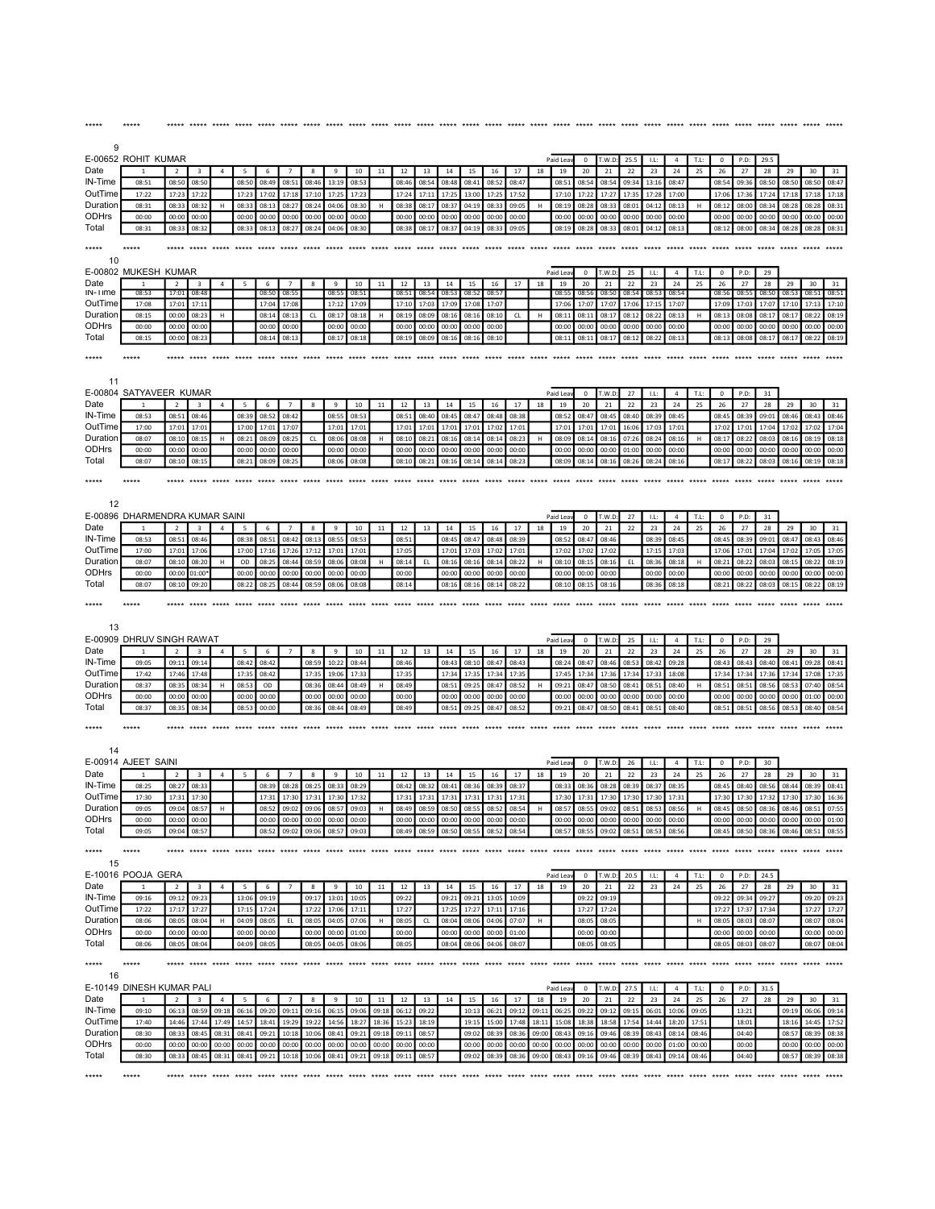9

E-00652 ROHIT KUMAR

Paid Leav 0 | T.W.D: 25.5 | I.L: 4 | T.L: 0 | P.D: 29.5

| Date | 1 | 2 | 3 | 4 | 5 | 6 | 7 | 8 | 9 | 10 | 11 | 12 | 13 | 14 | 15 | 16 | 17 | 18 | 19 | 20 | 21 | 22 | 23 | 24 | 25 | 26 | 27 | 28 | 29 | 30 | 31 |
|---|---|---|---|---|---|---|---|---|---|---|---|---|---|---|---|---|---|---|---|---|---|---|---|---|---|---|---|---|---|---|---|
| IN-Time | 08:51 | 08:50 | 08:50 | | 08:50 | 08:49 | 08:51 | 08:46 | 13:19 | 08:53 | | 08:46 | 08:54 | 08:48 | 08:41 | 08:52 | 08:47 | | 08:51 | 08:54 | 08:54 | 09:34 | 13:16 | 08:47 | | 08:54 | 09:36 | 08:50 | 08:50 | 08:50 | 08:47 |
| OutTime | 17:22 | 17:23 | 17:22 | | 17:23 | 17:02 | 17:18 | 17:10 | 17:25 | 17:23 | | 17:24 | 17:11 | 17:25 | 13:00 | 17:25 | 17:52 | | 17:10 | 17:22 | 17:27 | 17:35 | 17:28 | 17:00 | | 17:06 | 17:36 | 17:24 | 17:18 | 17:18 | 17:18 |
| Duration | 08:31 | 08:33 | 08:32 | H | 08:33 | 08:13 | 08:27 | 08:24 | 04:06 | 08:30 | H | 08:38 | 08:17 | 08:37 | 04:19 | 08:33 | 09:05 | H | 08:19 | 08:28 | 08:33 | 08:01 | 04:12 | 08:13 | H | 08:12 | 08:00 | 08:34 | 08:28 | 08:28 | 08:31 |
| ODHrs | 00:00 | 00:00 | 00:00 | | 00:00 | 00:00 | 00:00 | 00:00 | 00:00 | 00:00 | | 00:00 | 00:00 | 00:00 | 00:00 | 00:00 | 00:00 | | 00:00 | 00:00 | 00:00 | 00:00 | 00:00 | 00:00 | | 00:00 | 00:00 | 00:00 | 00:00 | 00:00 | 00:00 |
| Total | 08:31 | 08:33 | 08:32 | | 08:33 | 08:13 | 08:27 | 08:24 | 04:06 | 08:30 | | 08:38 | 08:17 | 08:37 | 04:19 | 08:33 | 09:05 | | 08:19 | 08:28 | 08:33 | 08:01 | 04:12 | 08:13 | | 08:12 | 08:00 | 08:34 | 08:28 | 08:28 | 08:31 |

10

E-00802 MUKESH KUMAR

Paid Leav 0 | T.W.D: 25 | I.L: 4 | T.L: 0 | P.D: 29

| Date | 1 | 2 | 3 | 4 | 5 | 6 | 7 | 8 | 9 | 10 | 11 | 12 | 13 | 14 | 15 | 16 | 17 | 18 | 19 | 20 | 21 | 22 | 23 | 24 | 25 | 26 | 27 | 28 | 29 | 30 | 31 |
|---|---|---|---|---|---|---|---|---|---|---|---|---|---|---|---|---|---|---|---|---|---|---|---|---|---|---|---|---|---|---|---|
| IN-Time | 08:53 | 17:01 | 08:48 | | | 08:50 | 08:55 | | 08:55 | 08:51 | | 08:51 | 08:54 | 08:53 | 08:52 | 08:57 | | | 08:55 | 08:56 | 08:50 | 08:54 | 08:53 | 08:54 | | 08:56 | 08:55 | 08:50 | 08:53 | 08:51 | 08:51 |
| OutTime | 17:08 | 17:01 | 17:11 | | | 17:04 | 17:08 | | 17:12 | 17:09 | | 17:10 | 17:03 | 17:09 | 17:08 | 17:07 | | | 17:06 | 17:07 | 17:07 | 17:06 | 17:15 | 17:07 | | 17:09 | 17:03 | 17:07 | 17:10 | 17:13 | 17:10 |
| Duration | 08:15 | 00:00 | 08:23 | H | | 08:14 | 08:13 | CL | 08:17 | 08:18 | H | 08:19 | 08:09 | 08:16 | 08:16 | 08:10 | CL | H | 08:11 | 08:11 | 08:17 | 08:12 | 08:22 | 08:13 | H | 08:13 | 08:08 | 08:17 | 08:17 | 08:22 | 08:19 |
| ODHrs | 00:00 | 00:00 | 00:00 | | | 00:00 | 00:00 | | 00:00 | 00:00 | | 00:00 | 00:00 | 00:00 | 00:00 | 00:00 | | | 00:00 | 00:00 | 00:00 | 00:00 | 00:00 | 00:00 | | 00:00 | 00:00 | 00:00 | 00:00 | 00:00 | 00:00 |
| Total | 08:15 | 00:00 | 08:23 | | | 08:14 | 08:13 | | 08:17 | 08:18 | | 08:19 | 08:09 | 08:16 | 08:16 | 08:10 | | | 08:11 | 08:11 | 08:17 | 08:12 | 08:22 | 08:13 | | 08:13 | 08:08 | 08:17 | 08:17 | 08:22 | 08:19 |

11

E-00804 SATYAVEER KUMAR

Paid Leav 0 | T.W.D: 27 | I.L: 4 | T.L: 0 | P.D: 31

| Date | 1 | 2 | 3 | 4 | 5 | 6 | 7 | 8 | 9 | 10 | 11 | 12 | 13 | 14 | 15 | 16 | 17 | 18 | 19 | 20 | 21 | 22 | 23 | 24 | 25 | 26 | 27 | 28 | 29 | 30 | 31 |
|---|---|---|---|---|---|---|---|---|---|---|---|---|---|---|---|---|---|---|---|---|---|---|---|---|---|---|---|---|---|---|---|
| IN-Time | 08:53 | 08:51 | 08:46 | | 08:39 | 08:52 | 08:42 | | 08:55 | 08:53 | | 08:51 | 08:40 | 08:45 | 08:47 | 08:48 | 08:38 | | 08:52 | 08:47 | 08:45 | 08:40 | 08:39 | 08:45 | | 08:45 | 08:39 | 09:01 | 08:46 | 08:43 | 08:46 |
| OutTime | 17:00 | 17:01 | 17:01 | | 17:00 | 17:01 | 17:07 | | 17:01 | 17:01 | | 17:01 | 17:01 | 17:01 | 17:01 | 17:02 | 17:01 | | 17:01 | 17:01 | 17:01 | 16:06 | 17:03 | 17:01 | | 17:02 | 17:01 | 17:04 | 17:02 | 17:02 | 17:04 |
| Duration | 08:07 | 08:10 | 08:15 | H | 08:21 | 08:09 | 08:25 | CL | 08:06 | 08:08 | H | 08:10 | 08:21 | 08:16 | 08:14 | 08:14 | 08:23 | H | 08:09 | 08:14 | 08:16 | 07:26 | 08:24 | 08:16 | H | 08:17 | 08:22 | 08:03 | 08:16 | 08:19 | 08:18 |
| ODHrs | 00:00 | 00:00 | 00:00 | | 00:00 | 00:00 | 00:00 | | 00:00 | 00:00 | | 00:00 | 00:00 | 00:00 | 00:00 | 00:00 | 00:00 | | 00:00 | 00:00 | 00:00 | 01:00 | 00:00 | 00:00 | | 00:00 | 00:00 | 00:00 | 00:00 | 00:00 | 00:00 |
| Total | 08:07 | 08:10 | 08:15 | | 08:21 | 08:09 | 08:25 | | 08:06 | 08:08 | | 08:10 | 08:21 | 08:16 | 08:14 | 08:14 | 08:23 | | 08:09 | 08:14 | 08:16 | 08:26 | 08:24 | 08:16 | | 08:17 | 08:22 | 08:03 | 08:16 | 08:19 | 08:18 |

12

E-00896 DHARMENDRA KUMAR SAINI

Paid Leav 0 | T.W.D: 27 | I.L: 4 | T.L: 0 | P.D: 31

| Date | 1 | 2 | 3 | 4 | 5 | 6 | 7 | 8 | 9 | 10 | 11 | 12 | 13 | 14 | 15 | 16 | 17 | 18 | 19 | 20 | 21 | 22 | 23 | 24 | 25 | 26 | 27 | 28 | 29 | 30 | 31 |
|---|---|---|---|---|---|---|---|---|---|---|---|---|---|---|---|---|---|---|---|---|---|---|---|---|---|---|---|---|---|---|---|
| IN-Time | 08:53 | 08:51 | 08:46 | | 08:38 | 08:51 | 08:42 | 08:13 | 08:55 | 08:53 | | 08:51 | | 08:45 | 08:47 | 08:48 | 08:39 | | 08:52 | 08:47 | 08:46 | | 08:39 | 08:45 | | 08:45 | 08:39 | 09:01 | 08:47 | 08:43 | 08:46 |
| OutTime | 17:00 | 17:01 | 17:06 | | 17:00 | 17:16 | 17:26 | 17:12 | 17:01 | 17:01 | | 17:05 | | 17:01 | 17:03 | 17:02 | 17:01 | | 17:02 | 17:02 | 17:02 | | 17:15 | 17:03 | | 17:06 | 17:01 | 17:04 | 17:02 | 17:05 | 17:05 |
| Duration | 08:07 | 08:10 | 08:20 | H | OD | 08:25 | 08:44 | 08:59 | 08:06 | 08:08 | H | 08:14 | EL | 08:16 | 08:16 | 08:14 | 08:22 | H | 08:10 | 08:15 | 08:16 | EL | 08:36 | 08:18 | H | 08:21 | 08:22 | 08:03 | 08:15 | 08:22 | 08:19 |
| ODHrs | 00:00 | 00:00 | 01:00* | | 00:00 | 00:00 | 00:00 | 00:00 | 00:00 | 00:00 | | 00:00 | | 00:00 | 00:00 | 00:00 | 00:00 | | 00:00 | 00:00 | 00:00 | | 00:00 | 00:00 | | 00:00 | 00:00 | 00:00 | 00:00 | 00:00 | 00:00 |
| Total | 08:07 | 08:10 | 09:20 | | 08:22 | 08:25 | 08:44 | 08:59 | 08:06 | 08:08 | | 08:14 | | 08:16 | 08:16 | 08:14 | 08:22 | | 08:10 | 08:15 | 08:16 | | 08:36 | 08:18 | | 08:21 | 08:22 | 08:03 | 08:15 | 08:22 | 08:19 |

13

E-00909 DHRUV SINGH RAWAT

Paid Leav 0 | T.W.D: 25 | I.L: 4 | T.L: 0 | P.D: 29

| Date | 1 | 2 | 3 | 4 | 5 | 6 | 7 | 8 | 9 | 10 | 11 | 12 | 13 | 14 | 15 | 16 | 17 | 18 | 19 | 20 | 21 | 22 | 23 | 24 | 25 | 26 | 27 | 28 | 29 | 30 | 31 |
|---|---|---|---|---|---|---|---|---|---|---|---|---|---|---|---|---|---|---|---|---|---|---|---|---|---|---|---|---|---|---|---|
| IN-Time | 09:05 | 09:11 | 09:14 | | 08:42 | 08:42 | | 08:59 | 10:22 | 08:44 | | 08:46 | | 08:43 | 08:10 | 08:47 | 08:43 | | 08:24 | 08:47 | 08:46 | 08:53 | 08:42 | 09:28 | | 08:43 | 08:43 | 08:40 | 08:41 | 09:28 | 08:41 |
| OutTime | 17:42 | 17:46 | 17:48 | | 17:35 | 08:42 | | 17:35 | 19:06 | 17:33 | | 17:35 | | 17:34 | 17:35 | 17:34 | 17:35 | | 17:45 | 17:34 | 17:36 | 17:34 | 17:33 | 18:08 | | 17:34 | 17:34 | 17:36 | 17:34 | 17:08 | 17:35 |
| Duration | 08:37 | 08:35 | 08:34 | H | 08:53 | OD | | 08:36 | 08:44 | 08:49 | H | 08:49 | EL | 08:51 | 09:25 | 08:47 | 08:52 | H | 09:21 | 08:47 | 08:50 | 08:41 | 08:51 | 08:40 | H | 08:51 | 08:51 | 08:56 | 08:53 | 07:40 | 08:54 |
| ODHrs | 00:00 | 00:00 | 00:00 | | 00:00 | 00:00 | | 00:00 | 00:00 | 00:00 | | 00:00 | | 00:00 | 00:00 | 00:00 | 00:00 | | 00:00 | 00:00 | 00:00 | 00:00 | 00:00 | 00:00 | | 00:00 | 00:00 | 00:00 | 00:00 | 01:00 | 00:00 |
| Total | 08:37 | 08:35 | 08:34 | | 08:53 | 00:00 | | 08:36 | 08:44 | 08:49 | | 08:49 | | 08:51 | 09:25 | 08:47 | 08:52 | | 09:21 | 08:47 | 08:50 | 08:41 | 08:51 | 08:40 | | 08:51 | 08:51 | 08:56 | 08:53 | 08:40 | 08:54 |

14

E-00914 AJEET SAINI

Paid Leav 0 | T.W.D: 26 | I.L: 4 | T.L: 0 | P.D: 30

| Date | 1 | 2 | 3 | 4 | 5 | 6 | 7 | 8 | 9 | 10 | 11 | 12 | 13 | 14 | 15 | 16 | 17 | 18 | 19 | 20 | 21 | 22 | 23 | 24 | 25 | 26 | 27 | 28 | 29 | 30 | 31 |
|---|---|---|---|---|---|---|---|---|---|---|---|---|---|---|---|---|---|---|---|---|---|---|---|---|---|---|---|---|---|---|---|
| IN-Time | 08:25 | 08:27 | 08:33 | | | 08:39 | 08:28 | 08:25 | 08:33 | 08:29 | | 08:42 | 08:32 | 08:41 | 08:36 | 08:39 | 08:37 | | 08:33 | 08:36 | 08:28 | 08:39 | 08:37 | 08:35 | | 08:45 | 08:40 | 08:56 | 08:44 | 08:39 | 08:41 |
| OutTime | 17:30 | 17:31 | 17:30 | | | 17:31 | 17:30 | 17:31 | 17:30 | 17:32 | | 17:31 | 17:31 | 17:31 | 17:31 | 17:31 | 17:31 | | 17:30 | 17:31 | 17:30 | 17:30 | 17:30 | 17:31 | | 17:30 | 17:30 | 17:32 | 17:30 | 17:30 | 16:36 |
| Duration | 09:05 | 09:04 | 08:57 | H | | 08:52 | 09:02 | 09:06 | 08:57 | 09:03 | H | 08:49 | 08:59 | 08:50 | 08:55 | 08:52 | 08:54 | H | 08:57 | 08:55 | 09:02 | 08:51 | 08:53 | 08:56 | H | 08:45 | 08:50 | 08:36 | 08:46 | 08:51 | 07:55 |
| ODHrs | 00:00 | 00:00 | 00:00 | | | 00:00 | 00:00 | 00:00 | 00:00 | 00:00 | | 00:00 | 00:00 | 00:00 | 00:00 | 00:00 | 00:00 | | 00:00 | 00:00 | 00:00 | 00:00 | 00:00 | 00:00 | | 00:00 | 00:00 | 00:00 | 00:00 | 00:00 | 01:00 |
| Total | 09:05 | 09:04 | 08:57 | | | 08:52 | 09:02 | 09:06 | 08:57 | 09:03 | | 08:49 | 08:59 | 08:50 | 08:55 | 08:52 | 08:54 | | 08:57 | 08:55 | 09:02 | 08:51 | 08:53 | 08:56 | | 08:45 | 08:50 | 08:36 | 08:46 | 08:51 | 08:55 |

15

E-10016 POOJA GERA

Paid Leav 0 | T.W.D: 20.5 | I.L: 4 | T.L: 0 | P.D: 24.5

| Date | 1 | 2 | 3 | 4 | 5 | 6 | 7 | 8 | 9 | 10 | 11 | 12 | 13 | 14 | 15 | 16 | 17 | 18 | 19 | 20 | 21 | 22 | 23 | 24 | 25 | 26 | 27 | 28 | 29 | 30 | 31 |
|---|---|---|---|---|---|---|---|---|---|---|---|---|---|---|---|---|---|---|---|---|---|---|---|---|---|---|---|---|---|---|---|
| IN-Time | 09:16 | 09:12 | 09:23 | | 13:06 | 09:19 | | 09:17 | 13:01 | 10:05 | | 09:22 | | 09:21 | 09:21 | 13:05 | 10:09 | | | 09:22 | 09:19 | | | | | 09:22 | 09:34 | 09:27 | | 09:20 | 09:23 |
| OutTime | 17:22 | 17:17 | 17:27 | | 17:15 | 17:24 | | 17:22 | 17:06 | 17:11 | | 17:27 | | 17:25 | 17:27 | 17:11 | 17:16 | | | 17:27 | 17:24 | | | | | 17:27 | 17:37 | 17:34 | | 17:27 | 17:27 |
| Duration | 08:06 | 08:05 | 08:04 | H | 04:09 | 08:05 | EL | 08:05 | 04:05 | 07:06 | H | 08:05 | CL | 08:04 | 08:06 | 04:06 | 07:07 | H | | 08:05 | 08:05 | | | | H | 08:05 | 08:03 | 08:07 | | 08:07 | 08:04 |
| ODHrs | 00:00 | 00:00 | 00:00 | | 00:00 | 00:00 | | 00:00 | 00:00 | 01:00 | | 00:00 | | 00:00 | 00:00 | 00:00 | 01:00 | | | 00:00 | 00:00 | | | | | 00:00 | 00:00 | 00:00 | | 00:00 | 00:00 |
| Total | 08:06 | 08:05 | 08:04 | | 04:09 | 08:05 | | 08:05 | 04:05 | 08:06 | | 08:05 | | 08:04 | 08:06 | 04:06 | 08:07 | | | 08:05 | 08:05 | | | | | 08:05 | 08:03 | 08:07 | | 08:07 | 08:04 |

16

E-10149 DINESH KUMAR PALI

Paid Leav 0 | T.W.D: 27.5 | I.L: 4 | T.L: 0 | P.D: 31.5

| Date | 1 | 2 | 3 | 4 | 5 | 6 | 7 | 8 | 9 | 10 | 11 | 12 | 13 | 14 | 15 | 16 | 17 | 18 | 19 | 20 | 21 | 22 | 23 | 24 | 25 | 26 | 27 | 28 | 29 | 30 | 31 |
|---|---|---|---|---|---|---|---|---|---|---|---|---|---|---|---|---|---|---|---|---|---|---|---|---|---|---|---|---|---|---|---|
| IN-Time | 09:10 | 06:13 | 08:59 | 09:18 | 06:16 | 09:20 | 09:11 | 09:16 | 06:15 | 09:06 | 09:18 | 06:12 | 09:22 | | 10:13 | 06:21 | 09:12 | 09:11 | 06:25 | 09:22 | 09:12 | 09:15 | 06:01 | 10:06 | 09:05 | | 13:21 | | 09:19 | 06:06 | 09:14 |
| OutTime | 17:40 | 14:46 | 17:44 | 17:49 | 14:57 | 18:41 | 19:29 | 19:22 | 14:56 | 18:27 | 18:36 | 15:23 | 18:19 | | 19:15 | 15:00 | 17:48 | 18:11 | 15:08 | 18:38 | 18:58 | 17:54 | 14:44 | 18:20 | 17:51 | | 18:01 | | 18:16 | 14:45 | 17:52 |
| Duration | 08:30 | 08:33 | 08:45 | 08:31 | 08:41 | 09:21 | 10:18 | 10:06 | 08:41 | 09:21 | 09:18 | 09:11 | 08:57 | | 09:02 | 08:39 | 08:36 | 09:00 | 08:43 | 09:16 | 09:46 | 08:39 | 08:43 | 08:14 | 08:46 | | 04:40 | | 08:57 | 08:39 | 08:38 |
| ODHrs | 00:00 | 00:00 | 00:00 | 00:00 | 00:00 | 00:00 | 00:00 | 00:00 | 00:00 | 00:00 | 00:00 | 00:00 | 00:00 | | 00:00 | 00:00 | 00:00 | 00:00 | 00:00 | 00:00 | 00:00 | 00:00 | 00:00 | 01:00 | 00:00 | | 00:00 | | 00:00 | 00:00 | 00:00 |
| Total | 08:30 | 08:33 | 08:45 | 08:31 | 08:41 | 09:21 | 10:18 | 10:06 | 08:41 | 09:21 | 09:18 | 09:11 | 08:57 | | 09:02 | 08:39 | 08:36 | 09:00 | 08:43 | 09:16 | 09:46 | 08:39 | 08:43 | 09:14 | 08:46 | | 04:40 | | 08:57 | 08:39 | 08:38 |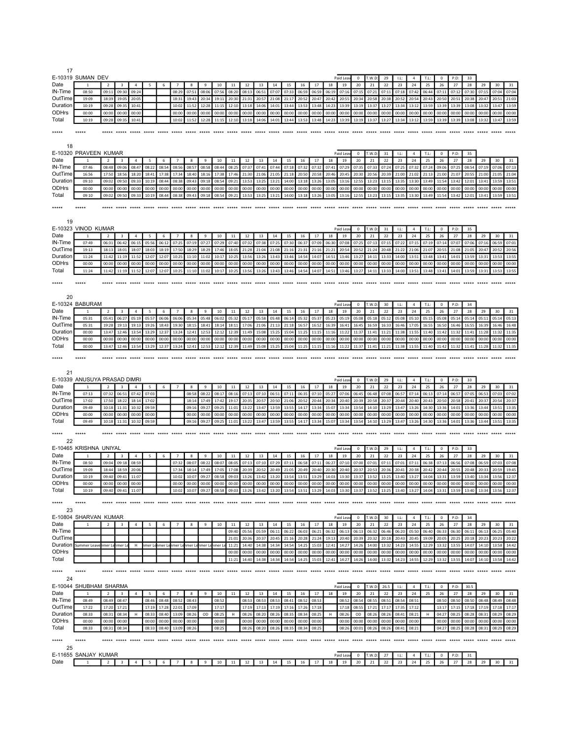17

E-10319 SUMAN DEV — Paid Leav: 0 | T.W.D: 29 | I.L: 4 | T.L: 0 | P.D: 33

| Date | 1 | 2 | 3 | 4 | 5 | 6 | 7 | 8 | 9 | 10 | 11 | 12 | 13 | 14 | 15 | 16 | 17 | 18 | 19 | 20 | 21 | 22 | 23 | 24 | 25 | 26 | 27 | 28 | 29 | 30 | 31 |
|---|---|---|---|---|---|---|---|---|---|---|---|---|---|---|---|---|---|---|---|---|---|---|---|---|---|---|---|---|---|---|---|
| IN-Time | 08:50 | 09:11 | 09:30 | 09:24 | | | 08:29 | 07:51 | 08:06 | 07:56 | 08:20 | 08:13 | 06:51 | 07:07 | 07:33 | 06:59 | 06:59 | 06:19 | 07:16 | 07:15 | 07:21 | 07:11 | 07:18 | 07:42 | 06:44 | 07:11 | 07:12 | 07:30 | 07:15 | 07:04 | 07:04 |
| OutTime | 19:09 | 18:39 | 19:05 | 20:05 | | | 18:31 | 19:43 | 20:34 | 19:11 | 20:30 | 21:31 | 20:57 | 21:08 | 21:17 | 20:52 | 20:47 | 20:42 | 20:55 | 20:34 | 20:58 | 20:38 | 20:52 | 20:54 | 20:43 | 20:50 | 20:51 | 20:38 | 20:47 | 20:51 | 21:03 |
| Duration | 10:19 | 09:28 | 09:35 | 10:41 | | | 10:02 | 11:52 | 12:28 | 11:15 | 12:10 | 13:18 | 14:06 | 14:01 | 13:44 | 13:53 | 13:48 | 14:23 | 13:39 | 13:19 | 13:37 | 13:27 | 13:34 | 13:12 | 13:59 | 13:39 | 13:39 | 13:08 | 13:32 | 13:47 | 13:59 |
| ODHrs | 00:00 | 00:00 | 00:00 | 00:00 | | | 00:00 | 00:00 | 00:00 | 00:00 | 00:00 | 00:00 | 00:00 | 00:00 | 00:00 | 00:00 | 00:00 | 00:00 | 00:00 | 00:00 | 00:00 | 00:00 | 00:00 | 00:00 | 00:00 | 00:00 | 00:00 | 00:00 | 00:00 | 00:00 | 00:00 |
| Total | 10:19 | 09:28 | 09:35 | 10:41 | | | 10:02 | 11:52 | 12:28 | 11:15 | 12:10 | 13:18 | 14:06 | 14:01 | 13:44 | 13:53 | 13:48 | 14:23 | 13:39 | 13:19 | 13:37 | 13:27 | 13:34 | 13:12 | 13:59 | 13:39 | 13:39 | 13:08 | 13:32 | 13:47 | 13:59 |

***** ***** ***** ***** ***** ***** ***** ***** ***** ***** ***** ***** ***** ***** ***** ***** ***** ***** ***** ***** ***** ***** ***** ***** ***** ***** ***** ***** ***** ***** ***** ***** *****

18

E-10320 PRAVEEN KUMAR — Paid Leav: 0 | T.W.D: 31 | I.L: 4 | T.L: 0 | P.D: 35

| Date | 1 | 2 | 3 | 4 | 5 | 6 | 7 | 8 | 9 | 10 | 11 | 12 | 13 | 14 | 15 | 16 | 17 | 18 | 19 | 20 | 21 | 22 | 23 | 24 | 25 | 26 | 27 | 28 | 29 | 30 | 31 |
|---|---|---|---|---|---|---|---|---|---|---|---|---|---|---|---|---|---|---|---|---|---|---|---|---|---|---|---|---|---|---|---|
| IN-Time | 07:46 | 08:48 | 09:06 | 08:47 | 08:22 | 08:54 | 08:56 | 08:57 | 08:58 | 08:44 | 08:25 | 07:37 | 07:41 | 07:44 | 07:18 | 07:32 | 07:32 | 07:41 | 07:29 | 07:35 | 07:33 | 07:24 | 07:25 | 07:32 | 07:24 | 09:06 | 07:25 | 08:54 | 07:19 | 07:06 | 07:13 |
| OutTime | 16:56 | 17:50 | 18:56 | 18:20 | 18:41 | 17:38 | 17:34 | 18:40 | 18:16 | 17:38 | 17:46 | 21:30 | 21:06 | 21:05 | 21:18 | 20:50 | 20:58 | 20:46 | 20:45 | 20:30 | 20:56 | 20:39 | 21:00 | 21:02 | 21:13 | 21:00 | 21:07 | 20:55 | 21:00 | 21:05 | 21:04 |
| Duration | 09:10 | 09:02 | 09:50 | 09:33 | 10:19 | 08:44 | 08:38 | 09:43 | 09:18 | 08:54 | 09:21 | 13:53 | 13:25 | 13:21 | 14:00 | 13:18 | 13:26 | 13:05 | 13:16 | 12:55 | 13:23 | 13:15 | 13:35 | 13:30 | 13:49 | 11:54 | 13:42 | 12:01 | 13:41 | 13:59 | 13:51 |
| ODHrs | 00:00 | 00:00 | 00:00 | 00:00 | 00:00 | 00:00 | 00:00 | 00:00 | 00:00 | 00:00 | 00:00 | 00:00 | 00:00 | 00:00 | 00:00 | 00:00 | 00:00 | 00:00 | 00:00 | 00:00 | 00:00 | 00:00 | 00:00 | 00:00 | 00:00 | 00:00 | 00:00 | 00:00 | 00:00 | 00:00 | 00:00 |
| Total | 09:10 | 09:02 | 09:50 | 09:33 | 10:19 | 08:44 | 08:38 | 09:43 | 09:18 | 08:54 | 09:21 | 13:53 | 13:25 | 13:21 | 14:00 | 13:18 | 13:26 | 13:05 | 13:16 | 12:55 | 13:23 | 13:15 | 13:35 | 13:30 | 13:49 | 11:54 | 13:42 | 12:01 | 13:41 | 13:59 | 13:51 |

***** ***** ***** ***** ***** ***** ***** ***** ***** ***** ***** ***** ***** ***** ***** ***** ***** ***** ***** ***** ***** ***** ***** ***** ***** ***** ***** ***** ***** ***** ***** ***** *****

19

E-10323 VINOD KUMAR — Paid Leav: 0 | T.W.D: 31 | I.L: 4 | T.L: 0 | P.D: 35

| Date | 1 | 2 | 3 | 4 | 5 | 6 | 7 | 8 | 9 | 10 | 11 | 12 | 13 | 14 | 15 | 16 | 17 | 18 | 19 | 20 | 21 | 22 | 23 | 24 | 25 | 26 | 27 | 28 | 29 | 30 | 31 |
|---|---|---|---|---|---|---|---|---|---|---|---|---|---|---|---|---|---|---|---|---|---|---|---|---|---|---|---|---|---|---|---|
| IN-Time | 07:49 | 06:31 | 06:42 | 06:15 | 05:56 | 06:12 | 07:25 | 07:19 | 07:27 | 07:29 | 07:40 | 07:32 | 07:38 | 07:25 | 07:30 | 06:37 | 07:09 | 06:30 | 07:08 | 07:25 | 07:13 | 07:15 | 07:22 | 07:15 | 07:19 | 07:14 | 07:07 | 07:06 | 07:16 | 06:59 | 07:01 |
| OutTime | 19:13 | 18:13 | 18:01 | 18:07 | 18:03 | 18:19 | 17:50 | 18:29 | 18:29 | 17:46 | 18:05 | 21:28 | 21:04 | 21:08 | 21:16 | 21:31 | 21:16 | 21:21 | 20:54 | 20:52 | 21:24 | 20:48 | 21:22 | 21:06 | 21:07 | 20:55 | 21:08 | 21:05 | 20:47 | 20:52 | 20:56 |
| Duration | 11:24 | 11:42 | 11:19 | 11:52 | 12:07 | 12:07 | 10:25 | 11:10 | 11:02 | 10:17 | 10:25 | 13:56 | 13:26 | 13:43 | 13:46 | 14:54 | 14:07 | 14:51 | 13:46 | 13:27 | 14:11 | 13:33 | 14:00 | 13:51 | 13:48 | 13:41 | 14:01 | 13:59 | 13:31 | 13:53 | 13:55 |
| ODHrs | 00:00 | 00:00 | 00:00 | 00:00 | 00:00 | 00:00 | 00:00 | 00:00 | 00:00 | 00:00 | 00:00 | 00:00 | 00:00 | 00:00 | 00:00 | 00:00 | 00:00 | 00:00 | 00:00 | 00:00 | 00:00 | 00:00 | 00:00 | 00:00 | 00:00 | 00:00 | 00:00 | 00:00 | 00:00 | 00:00 | 00:00 |
| Total | 11:24 | 11:42 | 11:19 | 11:52 | 12:07 | 12:07 | 10:25 | 11:10 | 11:02 | 10:17 | 10:25 | 13:56 | 13:26 | 13:43 | 13:46 | 14:54 | 14:07 | 14:51 | 13:46 | 13:27 | 14:11 | 13:33 | 14:00 | 13:51 | 13:48 | 13:41 | 14:01 | 13:59 | 13:31 | 13:53 | 13:55 |

***** ***** ***** ***** ***** ***** ***** ***** ***** ***** ***** ***** ***** ***** ***** ***** ***** ***** ***** ***** ***** ***** ***** ***** ***** ***** ***** ***** ***** ***** ***** ***** *****

20

E-10324 BABURAM — Paid Leav: 0 | T.W.D: 30 | I.L: 4 | T.L: 0 | P.D: 34

| Date | 1 | 2 | 3 | 4 | 5 | 6 | 7 | 8 | 9 | 10 | 11 | 12 | 13 | 14 | 15 | 16 | 17 | 18 | 19 | 20 | 21 | 22 | 23 | 24 | 25 | 26 | 27 | 28 | 29 | 30 | 31 |
|---|---|---|---|---|---|---|---|---|---|---|---|---|---|---|---|---|---|---|---|---|---|---|---|---|---|---|---|---|---|---|---|
| IN-Time | 05:31 | 05:41 | 06:27 | 05:19 | 05:57 | 06:06 | 06:06 | 05:34 | 05:48 | 06:02 | 05:32 | 05:17 | 05:58 | 05:48 | 06:14 | 05:32 | 05:37 | 05:23 | 05:19 | 05:08 | 05:18 | 05:12 | 05:08 | 05:10 | 05:15 | 05:08 | 05:14 | 05:14 | 05:11 | 05:14 | 05:13 |
| OutTime | 05:31 | 19:28 | 19:13 | 19:13 | 19:26 | 18:43 | 19:30 | 18:15 | 18:41 | 18:14 | 18:11 | 17:06 | 21:06 | 21:13 | 21:18 | 16:57 | 16:52 | 16:39 | 16:41 | 16:45 | 16:59 | 16:33 | 16:46 | 17:05 | 16:55 | 16:50 | 16:46 | 16:55 | 16:39 | 16:46 | 16:48 |
| Duration | 00:00 | 13:47 | 12:46 | 13:54 | 13:29 | 12:37 | 13:24 | 12:41 | 12:53 | 12:12 | 12:39 | 11:49 | 15:08 | 15:25 | 15:04 | 11:25 | 11:15 | 11:16 | 11:22 | 11:37 | 11:41 | 11:21 | 11:38 | 11:55 | 11:40 | 11:42 | 11:32 | 11:41 | 11:28 | 11:32 | 11:35 |
| ODHrs | 00:00 | 00:00 | 00:00 | 00:00 | 00:00 | 00:00 | 00:00 | 00:00 | 00:00 | 00:00 | 00:00 | 00:00 | 00:00 | 00:00 | 00:00 | 00:00 | 00:00 | 00:00 | 00:00 | 00:00 | 00:00 | 00:00 | 00:00 | 00:00 | 00:00 | 00:00 | 00:00 | 00:00 | 00:00 | 00:00 | 00:00 |
| Total | 00:00 | 13:47 | 12:46 | 13:54 | 13:29 | 12:37 | 13:24 | 12:41 | 12:53 | 12:12 | 12:39 | 11:49 | 15:08 | 15:25 | 15:04 | 11:25 | 11:15 | 11:16 | 11:22 | 11:37 | 11:41 | 11:21 | 11:38 | 11:55 | 11:40 | 11:42 | 11:32 | 11:41 | 11:28 | 11:32 | 11:35 |

***** ***** ***** ***** ***** ***** ***** ***** ***** ***** ***** ***** ***** ***** ***** ***** ***** ***** ***** ***** ***** ***** ***** ***** ***** ***** ***** ***** ***** ***** ***** ***** *****

21

E-10339 ANUSUYA PRASAD DIMRI — Paid Leav: 0 | T.W.D: 29 | I.L: 4 | T.L: 0 | P.D: 33

| Date | 1 | 2 | 3 | 4 | 5 | 6 | 7 | 8 | 9 | 10 | 11 | 12 | 13 | 14 | 15 | 16 | 17 | 18 | 19 | 20 | 21 | 22 | 23 | 24 | 25 | 26 | 27 | 28 | 29 | 30 | 31 |
|---|---|---|---|---|---|---|---|---|---|---|---|---|---|---|---|---|---|---|---|---|---|---|---|---|---|---|---|---|---|---|---|
| IN-Time | 07:13 | 07:32 | 06:51 | 07:42 | 07:03 | | | 08:58 | 08:22 | 08:17 | 08:16 | 07:13 | 07:10 | 06:51 | 07:11 | 06:35 | 07:10 | 05:27 | 07:06 | 06:45 | 06:48 | 07:08 | 06:57 | 07:14 | 06:13 | 07:14 | 06:57 | 07:05 | 06:53 | 07:03 | 07:02 |
| OutTime | 17:02 | 17:50 | 18:22 | 18:14 | 17:02 | | | 18:14 | 17:49 | 17:42 | 19:17 | 20:35 | 20:57 | 20:50 | 21:06 | 20:52 | 20:44 | 20:34 | 20:40 | 20:39 | 20:58 | 20:37 | 20:44 | 20:40 | 20:43 | 20:50 | 20:58 | 20:41 | 20:37 | 20:54 | 20:37 |
| Duration | 09:49 | 10:18 | 11:31 | 10:32 | 09:59 | | | 09:16 | 09:27 | 09:25 | 11:01 | 13:22 | 13:47 | 13:59 | 13:55 | 14:17 | 13:34 | 15:07 | 13:34 | 13:54 | 14:10 | 13:29 | 13:47 | 13:26 | 14:30 | 13:36 | 14:01 | 13:36 | 13:44 | 13:51 | 13:35 |
| ODHrs | 00:00 | 00:00 | 00:00 | 00:00 | 00:00 | | | 00:00 | 00:00 | 00:00 | 00:00 | 00:00 | 00:00 | 00:00 | 00:00 | 00:00 | 00:00 | 00:00 | 00:00 | 00:00 | 00:00 | 00:00 | 00:00 | 00:00 | 00:00 | 00:00 | 00:00 | 00:00 | 00:00 | 00:00 | 00:00 |
| Total | 09:49 | 10:18 | 11:31 | 10:32 | 09:59 | | | 09:16 | 09:27 | 09:25 | 11:01 | 13:22 | 13:47 | 13:59 | 13:55 | 14:17 | 13:34 | 15:07 | 13:34 | 13:54 | 14:10 | 13:29 | 13:47 | 13:26 | 14:30 | 13:36 | 14:01 | 13:36 | 13:44 | 13:51 | 13:35 |

***** ***** ***** ***** ***** ***** ***** ***** ***** ***** ***** ***** ***** ***** ***** ***** ***** ***** ***** ***** ***** ***** ***** ***** ***** ***** ***** ***** ***** ***** ***** ***** *****

22

E-10465 KRISHNA UNIYAL — Paid Leav: 0 | T.W.D: 29 | I.L: 4 | T.L: 0 | P.D: 33

| Date | 1 | 2 | 3 | 4 | 5 | 6 | 7 | 8 | 9 | 10 | 11 | 12 | 13 | 14 | 15 | 16 | 17 | 18 | 19 | 20 | 21 | 22 | 23 | 24 | 25 | 26 | 27 | 28 | 29 | 30 | 31 |
|---|---|---|---|---|---|---|---|---|---|---|---|---|---|---|---|---|---|---|---|---|---|---|---|---|---|---|---|---|---|---|---|
| IN-Time | 08:50 | 09:04 | 09:18 | 08:59 | | | 07:32 | 08:07 | 08:22 | 08:07 | 08:05 | 07:13 | 07:10 | 07:29 | 07:11 | 06:58 | 07:11 | 06:27 | 07:10 | 07:00 | 07:01 | 07:11 | 07:01 | 07:11 | 06:38 | 07:13 | 06:56 | 07:08 | 06:59 | 07:03 | 07:08 |
| OutTime | 19:09 | 18:44 | 18:59 | 20:06 | | | 17:34 | 18:14 | 17:49 | 17:05 | 17:08 | 20:39 | 20:52 | 20:49 | 21:05 | 20:49 | 20:40 | 20:30 | 20:40 | 20:37 | 20:53 | 20:36 | 20:41 | 20:38 | 20:42 | 20:44 | 20:55 | 20:48 | 20:33 | 20:59 | 19:45 |
| Duration | 10:19 | 09:40 | 09:41 | 11:07 | | | 10:02 | 10:07 | 09:27 | 08:58 | 09:03 | 13:26 | 13:42 | 13:20 | 13:54 | 13:51 | 13:29 | 14:03 | 13:30 | 13:37 | 13:52 | 13:25 | 13:40 | 13:27 | 14:04 | 13:31 | 13:59 | 13:40 | 13:34 | 13:56 | 12:37 |
| ODHrs | 00:00 | 00:00 | 00:00 | 00:00 | | | 00:00 | 00:00 | 00:00 | 00:00 | 00:00 | 00:00 | 00:00 | 00:00 | 00:00 | 00:00 | 00:00 | 00:00 | 00:00 | 00:00 | 00:00 | 00:00 | 00:00 | 00:00 | 00:00 | 00:00 | 00:00 | 00:00 | 00:00 | 00:00 | 00:00 |
| Total | 10:19 | 09:40 | 09:41 | 11:07 | | | 10:02 | 10:07 | 09:27 | 08:58 | 09:03 | 13:26 | 13:42 | 13:20 | 13:54 | 13:51 | 13:29 | 14:03 | 13:30 | 13:37 | 13:52 | 13:25 | 13:40 | 13:27 | 14:04 | 13:31 | 13:59 | 13:40 | 13:34 | 13:56 | 12:37 |

***** ***** ***** ***** ***** ***** ***** ***** ***** ***** ***** ***** ***** ***** ***** ***** ***** ***** ***** ***** ***** ***** ***** ***** ***** ***** ***** ***** ***** ***** ***** ***** *****

23

E-10804 SHARVAN KUMAR — Paid Leav: 0 | T.W.D: 30 | I.L: 4 | T.L: 0 | P.D: 34

| Date | 1 | 2 | 3 | 4 | 5 | 6 | 7 | 8 | 9 | 10 | 11 | 12 | 13 | 14 | 15 | 16 | 17 | 18 | 19 | 20 | 21 | 22 | 23 | 24 | 25 | 26 | 27 | 28 | 29 | 30 | 31 |
|---|---|---|---|---|---|---|---|---|---|---|---|---|---|---|---|---|---|---|---|---|---|---|---|---|---|---|---|---|---|---|---|
| IN-Time | | | | | | | | | | | 09:40 | 05:56 | 05:59 | 06:11 | 06:22 | 06:03 | 06:21 | 06:32 | 06:13 | 06:13 | 06:32 | 06:46 | 06:20 | 05:50 | 06:40 | 06:33 | 06:30 | 06:11 | 06:13 | 06:25 | 05:40 |
| OutTime | | | | | | | | | | | 21:01 | 20:36 | 20:37 | 20:45 | 21:16 | 20:28 | 21:24 | 19:13 | 20:40 | 20:39 | 20:32 | 20:18 | 20:43 | 20:45 | 19:09 | 20:05 | 20:25 | 20:18 | 20:23 | 20:23 | 20:22 |
| Duration | Summer Leave | mmer Le | mmer Le | H | mmer Le | mmer Le | mmer Le | mmer Le | mmer Le | mmer Le | 11:21 | 14:40 | 14:38 | 14:34 | 14:54 | 14:25 | 15:03 | 12:41 | 14:27 | 14:26 | 14:00 | 13:32 | 14:23 | 14:55 | 12:29 | 13:32 | 13:55 | 14:07 | 14:10 | 13:58 | 14:42 |
| ODHrs | | | | | | | | | | | 00:00 | 00:00 | 00:00 | 00:00 | 00:00 | 00:00 | 00:00 | 00:00 | 00:00 | 00:00 | 00:00 | 00:00 | 00:00 | 00:00 | 00:00 | 00:00 | 00:00 | 00:00 | 00:00 | 00:00 | 00:00 |
| Total | | | | | | | | | | | 11:21 | 14:40 | 14:38 | 14:34 | 14:54 | 14:25 | 15:03 | 12:41 | 14:27 | 14:26 | 14:00 | 13:32 | 14:23 | 14:55 | 12:29 | 13:32 | 13:55 | 14:07 | 14:10 | 13:58 | 14:42 |

***** ***** ***** ***** ***** ***** ***** ***** ***** ***** ***** ***** ***** ***** ***** ***** ***** ***** ***** ***** ***** ***** ***** ***** ***** ***** ***** ***** ***** ***** ***** ***** *****

24

E-10044 SHUBHAM SHARMA — Paid Leav: 0 | T.W.D: 26.5 | I.L: 4 | T.L: 0 | P.D: 30.5

| Date | 1 | 2 | 3 | 4 | 5 | 6 | 7 | 8 | 9 | 10 | 11 | 12 | 13 | 14 | 15 | 16 | 17 | 18 | 19 | 20 | 21 | 22 | 23 | 24 | 25 | 26 | 27 | 28 | 29 | 30 | 31 |
|---|---|---|---|---|---|---|---|---|---|---|---|---|---|---|---|---|---|---|---|---|---|---|---|---|---|---|---|---|---|---|---|
| IN-Time | 08:49 | 08:49 | 08:47 | | 08:46 | 08:48 | 08:52 | 08:43 | | 08:52 | | 08:53 | 08:53 | 08:53 | 08:41 | 08:52 | 08:53 | | 08:52 | 08:54 | 08:55 | 08:51 | 08:54 | 08:51 | | 08:50 | 08:50 | 08:50 | 08:48 | 08:49 | 08:48 |
| OutTime | 17:22 | 17:20 | 17:21 | | 17:19 | 17:28 | 22:01 | 17:09 | | 17:17 | | 17:19 | 17:13 | 17:19 | 17:16 | 17:26 | 17:18 | | 17:18 | 08:55 | 17:21 | 17:17 | 17:35 | 17:12 | | 13:17 | 17:15 | 17:18 | 17:19 | 17:18 | 17:17 |
| Duration | 08:33 | 08:31 | 08:34 | H | 08:33 | 08:40 | 13:09 | 08:26 | OD | 08:25 | H | 08:26 | 08:20 | 08:26 | 08:35 | 08:34 | 08:25 | H | 08:26 | OD | 08:26 | 08:26 | 08:41 | 08:21 | H | 04:27 | 08:25 | 08:28 | 08:31 | 08:29 | 08:29 |
| ODHrs | 00:00 | 00:00 | 00:00 | | 00:00 | 00:00 | 00:00 | 00:00 | | 00:00 | | 00:00 | 00:00 | 00:00 | 00:00 | 00:00 | 00:00 | | 00:00 | 00:00 | 00:00 | 00:00 | 00:00 | 00:00 | | 00:00 | 00:00 | 00:00 | 00:00 | 00:00 | 00:00 |
| Total | 08:33 | 08:31 | 08:34 | | 08:33 | 08:40 | 13:09 | 08:26 | | 08:25 | | 08:26 | 08:20 | 08:26 | 08:35 | 08:34 | 08:25 | | 08:26 | 00:01 | 08:26 | 08:26 | 08:41 | 08:21 | | 04:27 | 08:25 | 08:28 | 08:31 | 08:29 | 08:29 |

***** ***** ***** ***** ***** ***** ***** ***** ***** ***** ***** ***** ***** ***** ***** ***** ***** ***** ***** ***** ***** ***** ***** ***** ***** ***** ***** ***** ***** ***** ***** ***** *****

25

E-11655 SANJAY KUMAR — Paid Leav: 0 | T.W.D: 27 | I.L: 4 | T.L: 0 | P.D: 31

| Date | 1 | 2 | 3 | 4 | 5 | 6 | 7 | 8 | 9 | 10 | 11 | 12 | 13 | 14 | 15 | 16 | 17 | 18 | 19 | 20 | 21 | 22 | 23 | 24 | 25 | 26 | 27 | 28 | 29 | 30 | 31 |
|---|---|---|---|---|---|---|---|---|---|---|---|---|---|---|---|---|---|---|---|---|---|---|---|---|---|---|---|---|---|---|---|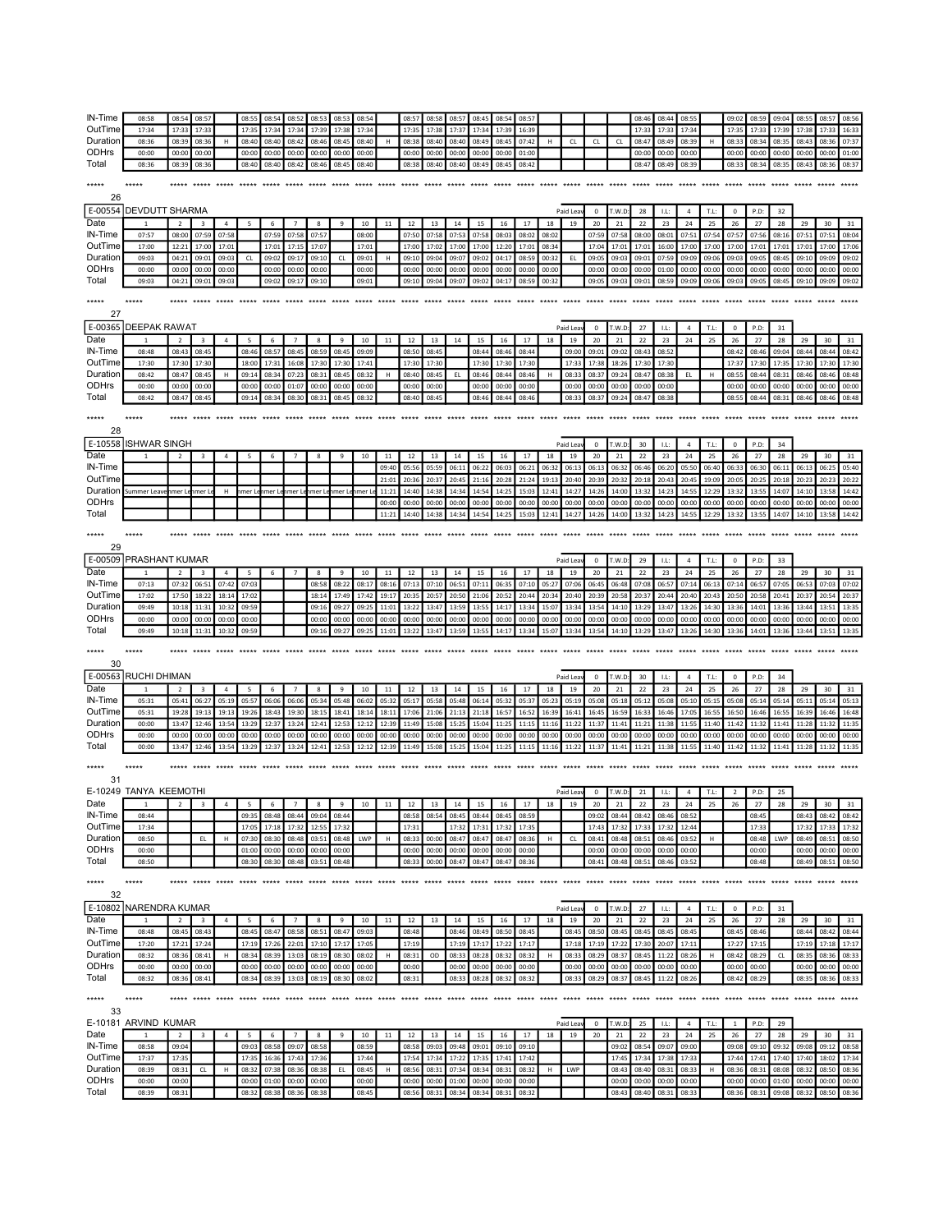| IN-Time | 08:58 | 08:54 | 08:57 | | 08:55 | 08:54 | 08:52 | 08:53 | 08:53 | 08:54 | | 08:57 | 08:58 | 08:57 | 08:45 | 08:54 | 08:57 | | | | | 08:46 | 08:44 | 08:55 | | 09:02 | 08:59 | 09:04 | 08:55 | 08:57 | 08:56 |
|---|---|---|---|---|---|---|---|---|---|---|---|---|---|---|---|---|---|---|---|---|---|---|---|---|---|---|---|---|---|---|---|
| OutTime | 17:34 | 17:33 | 17:33 | | 17:35 | 17:34 | 17:34 | 17:39 | 17:38 | 17:34 | | 17:35 | 17:38 | 17:37 | 17:34 | 17:39 | 16:39 | | | | | 17:33 | 17:33 | 17:34 | | 17:35 | 17:33 | 17:39 | 17:38 | 17:33 | 16:33 |
| Duration | 08:36 | 08:39 | 08:36 | H | 08:40 | 08:40 | 08:42 | 08:46 | 08:45 | 08:40 | H | 08:38 | 08:40 | 08:40 | 08:49 | 08:45 | 07:42 | H | CL | CL | CL | 08:47 | 08:49 | 08:39 | H | 08:33 | 08:34 | 08:35 | 08:43 | 08:36 | 07:37 |
| ODHrs | 00:00 | 00:00 | 00:00 | | 00:00 | 00:00 | 00:00 | 00:00 | 00:00 | 00:00 | | 00:00 | 00:00 | 00:00 | 00:00 | 00:00 | 01:00 | | | | | 00:00 | 00:00 | 00:00 | | 00:00 | 00:00 | 00:00 | 00:00 | 00:00 | 01:00 |
| Total | 08:36 | 08:39 | 08:36 | | 08:40 | 08:40 | 08:42 | 08:46 | 08:45 | 08:40 | | 08:38 | 08:40 | 08:40 | 08:49 | 08:45 | 08:42 | | | | | 08:47 | 08:49 | 08:39 | | 08:33 | 08:34 | 08:35 | 08:43 | 08:36 | 08:37 |

*****

26

E-00554 DEVDUTT SHARMA — Paid Leav: 0 | T.W.D: 28 | I.L: 4 | T.L: 0 | P.D: 32

| Date | 1 | 2 | 3 | 4 | 5 | 6 | 7 | 8 | 9 | 10 | 11 | 12 | 13 | 14 | 15 | 16 | 17 | 18 | 19 | 20 | 21 | 22 | 23 | 24 | 25 | 26 | 27 | 28 | 29 | 30 | 31 |
|---|---|---|---|---|---|---|---|---|---|---|---|---|---|---|---|---|---|---|---|---|---|---|---|---|---|---|---|---|---|---|---|
| IN-Time | 07:57 | 08:00 | 07:59 | 07:58 | | 07:59 | 07:58 | 07:57 | | 08:00 | | 07:50 | 07:58 | 07:53 | 07:58 | 08:03 | 08:02 | 08:02 | | 07:59 | 07:58 | 08:00 | 08:01 | 07:51 | 07:54 | 07:57 | 07:56 | 08:16 | 07:51 | 07:51 | 08:04 |
| OutTime | 17:00 | 12:21 | 17:00 | 17:01 | | 17:01 | 17:15 | 17:07 | | 17:01 | | 17:00 | 17:02 | 17:00 | 17:00 | 12:20 | 17:01 | 08:34 | | 17:04 | 17:01 | 17:01 | 16:00 | 17:00 | 17:00 | 17:00 | 17:01 | 17:01 | 17:01 | 17:00 | 17:06 |
| Duration | 09:03 | 04:21 | 09:01 | 09:03 | CL | 09:02 | 09:17 | 09:10 | CL | 09:01 | H | 09:10 | 09:04 | 09:07 | 09:02 | 04:17 | 08:59 | 00:32 | EL | 09:05 | 09:03 | 09:01 | 07:59 | 09:09 | 09:06 | 09:03 | 09:05 | 08:45 | 09:10 | 09:09 | 09:02 |
| ODHrs | 00:00 | 00:00 | 00:00 | 00:00 | | 00:00 | 00:00 | 00:00 | | 00:00 | | 00:00 | 00:00 | 00:00 | 00:00 | 00:00 | 00:00 | 00:00 | | 00:00 | 00:00 | 00:00 | 01:00 | 00:00 | 00:00 | 00:00 | 00:00 | 00:00 | 00:00 | 00:00 | 00:00 |
| Total | 09:03 | 04:21 | 09:01 | 09:03 | | 09:02 | 09:17 | 09:10 | | 09:01 | | 09:10 | 09:04 | 09:07 | 09:02 | 04:17 | 08:59 | 00:32 | | 09:05 | 09:03 | 09:01 | 08:59 | 09:09 | 09:06 | 09:03 | 09:05 | 08:45 | 09:10 | 09:09 | 09:02 |

*****

27

E-00365 DEEPAK RAWAT — Paid Leav: 0 | T.W.D: 27 | I.L: 4 | T.L: 0 | P.D: 31

| Date | 1 | 2 | 3 | 4 | 5 | 6 | 7 | 8 | 9 | 10 | 11 | 12 | 13 | 14 | 15 | 16 | 17 | 18 | 19 | 20 | 21 | 22 | 23 | 24 | 25 | 26 | 27 | 28 | 29 | 30 | 31 |
|---|---|---|---|---|---|---|---|---|---|---|---|---|---|---|---|---|---|---|---|---|---|---|---|---|---|---|---|---|---|---|---|
| IN-Time | 08:48 | 08:43 | 08:45 | | 08:46 | 08:57 | 08:45 | 08:59 | 08:45 | 09:09 | | 08:50 | 08:45 | | 08:44 | 08:46 | 08:44 | | 09:00 | 09:01 | 09:02 | 08:43 | 08:52 | | | 08:42 | 08:46 | 09:04 | 08:44 | 08:44 | 08:42 |
| OutTime | 17:30 | 17:30 | 17:30 | | 18:00 | 17:31 | 16:08 | 17:30 | 17:30 | 17:41 | | 17:30 | 17:30 | | 17:30 | 17:30 | 17:30 | | 17:33 | 17:38 | 18:26 | 17:30 | 17:30 | | | 17:37 | 17:30 | 17:35 | 17:30 | 17:30 | 17:30 |
| Duration | 08:42 | 08:47 | 08:45 | H | 09:14 | 08:34 | 07:23 | 08:31 | 08:45 | 08:32 | H | 08:40 | 08:45 | EL | 08:46 | 08:44 | 08:46 | H | 08:33 | 08:37 | 09:24 | 08:47 | 08:38 | EL | H | 08:55 | 08:44 | 08:31 | 08:46 | 08:46 | 08:48 |
| ODHrs | 00:00 | 00:00 | 00:00 | | 00:00 | 00:00 | 01:07 | 00:00 | 00:00 | 00:00 | | 00:00 | 00:00 | | 00:00 | 00:00 | 00:00 | | 00:00 | 00:00 | 00:00 | 00:00 | 00:00 | | | 00:00 | 00:00 | 00:00 | 00:00 | 00:00 | 00:00 |
| Total | 08:42 | 08:47 | 08:45 | | 09:14 | 08:34 | 08:30 | 08:31 | 08:45 | 08:32 | | 08:40 | 08:45 | | 08:46 | 08:44 | 08:46 | | 08:33 | 08:37 | 09:24 | 08:47 | 08:38 | | | 08:55 | 08:44 | 08:31 | 08:46 | 08:46 | 08:48 |

*****

28

E-10558 ISHWAR SINGH — Paid Leav: 0 | T.W.D: 30 | I.L: 4 | T.L: 0 | P.D: 34

| Date | 1 | 2 | 3 | 4 | 5 | 6 | 7 | 8 | 9 | 10 | 11 | 12 | 13 | 14 | 15 | 16 | 17 | 18 | 19 | 20 | 21 | 22 | 23 | 24 | 25 | 26 | 27 | 28 | 29 | 30 | 31 |
|---|---|---|---|---|---|---|---|---|---|---|---|---|---|---|---|---|---|---|---|---|---|---|---|---|---|---|---|---|---|---|---|
| IN-Time | | | | | | | | | | | 09:40 | 05:56 | 05:59 | 06:11 | 06:22 | 06:03 | 06:21 | 06:32 | 06:13 | 06:13 | 06:32 | 06:46 | 06:20 | 05:50 | 06:40 | 06:33 | 06:30 | 06:11 | 06:13 | 06:25 | 05:40 |
| OutTime | | | | | | | | | | | 21:01 | 20:36 | 20:37 | 20:45 | 21:16 | 20:28 | 21:24 | 19:13 | 20:40 | 20:39 | 20:32 | 20:18 | 20:43 | 20:45 | 19:09 | 20:05 | 20:25 | 20:18 | 20:23 | 20:23 | 20:22 |
| Duration | Summer Leave | mmer Le | mmer Le | H | mmer Le | mmer Le | mmer Le | mmer Le | mmer Le | mmer Le | 11:21 | 14:40 | 14:38 | 14:34 | 14:54 | 14:25 | 15:03 | 12:41 | 14:27 | 14:26 | 14:00 | 13:32 | 14:23 | 14:55 | 12:29 | 13:32 | 13:55 | 14:07 | 14:10 | 13:58 | 14:42 |
| ODHrs | | | | | | | | | | | 00:00 | 00:00 | 00:00 | 00:00 | 00:00 | 00:00 | 00:00 | 00:00 | 00:00 | 00:00 | 00:00 | 00:00 | 00:00 | 00:00 | 00:00 | 00:00 | 00:00 | 00:00 | 00:00 | 00:00 | 00:00 |
| Total | | | | | | | | | | | 11:21 | 14:40 | 14:38 | 14:34 | 14:54 | 14:25 | 15:03 | 12:41 | 14:27 | 14:26 | 14:00 | 13:32 | 14:23 | 14:55 | 12:29 | 13:32 | 13:55 | 14:07 | 14:10 | 13:58 | 14:42 |

*****

29

E-00509 PRASHANT KUMAR — Paid Leav: 0 | T.W.D: 29 | I.L: 4 | T.L: 0 | P.D: 33

| Date | 1 | 2 | 3 | 4 | 5 | 6 | 7 | 8 | 9 | 10 | 11 | 12 | 13 | 14 | 15 | 16 | 17 | 18 | 19 | 20 | 21 | 22 | 23 | 24 | 25 | 26 | 27 | 28 | 29 | 30 | 31 |
|---|---|---|---|---|---|---|---|---|---|---|---|---|---|---|---|---|---|---|---|---|---|---|---|---|---|---|---|---|---|---|---|
| IN-Time | 07:13 | 07:32 | 06:51 | 07:42 | 07:03 | | | 08:58 | 08:22 | 08:17 | 08:16 | 07:13 | 07:10 | 06:51 | 07:11 | 06:35 | 07:10 | 05:27 | 07:06 | 06:45 | 06:48 | 07:08 | 06:57 | 07:14 | 06:13 | 07:14 | 06:57 | 07:05 | 06:53 | 07:03 | 07:02 |
| OutTime | 17:02 | 17:50 | 18:22 | 18:14 | 17:02 | | | 18:14 | 17:49 | 17:42 | 19:17 | 20:35 | 20:57 | 20:50 | 21:06 | 20:52 | 20:44 | 20:34 | 20:40 | 20:39 | 20:58 | 20:37 | 20:44 | 20:40 | 20:43 | 20:50 | 20:58 | 20:41 | 20:37 | 20:54 | 20:37 |
| Duration | 09:49 | 10:18 | 11:31 | 10:32 | 09:59 | | | 09:16 | 09:27 | 09:25 | 11:01 | 13:22 | 13:47 | 13:59 | 13:55 | 14:17 | 13:34 | 15:07 | 13:34 | 13:54 | 14:10 | 13:29 | 13:47 | 13:26 | 14:30 | 13:36 | 14:01 | 13:36 | 13:44 | 13:51 | 13:35 |
| ODHrs | 00:00 | 00:00 | 00:00 | 00:00 | 00:00 | | | 00:00 | 00:00 | 00:00 | 00:00 | 00:00 | 00:00 | 00:00 | 00:00 | 00:00 | 00:00 | 00:00 | 00:00 | 00:00 | 00:00 | 00:00 | 00:00 | 00:00 | 00:00 | 00:00 | 00:00 | 00:00 | 00:00 | 00:00 | 00:00 |
| Total | 09:49 | 10:18 | 11:31 | 10:32 | 09:59 | | | 09:16 | 09:27 | 09:25 | 11:01 | 13:22 | 13:47 | 13:59 | 13:55 | 14:17 | 13:34 | 15:07 | 13:34 | 13:54 | 14:10 | 13:29 | 13:47 | 13:26 | 14:30 | 13:36 | 14:01 | 13:36 | 13:44 | 13:51 | 13:35 |

*****

30

E-00563 RUCHI DHIMAN — Paid Leav: 0 | T.W.D: 30 | I.L: 4 | T.L: 0 | P.D: 34

| Date | 1 | 2 | 3 | 4 | 5 | 6 | 7 | 8 | 9 | 10 | 11 | 12 | 13 | 14 | 15 | 16 | 17 | 18 | 19 | 20 | 21 | 22 | 23 | 24 | 25 | 26 | 27 | 28 | 29 | 30 | 31 |
|---|---|---|---|---|---|---|---|---|---|---|---|---|---|---|---|---|---|---|---|---|---|---|---|---|---|---|---|---|---|---|---|
| IN-Time | 05:31 | 05:41 | 06:27 | 05:19 | 05:57 | 06:06 | 06:06 | 05:34 | 05:48 | 06:02 | 05:32 | 05:17 | 05:58 | 05:48 | 06:14 | 05:32 | 05:37 | 05:23 | 05:19 | 05:08 | 05:18 | 05:12 | 05:08 | 05:10 | 05:15 | 05:08 | 05:14 | 05:14 | 05:11 | 05:14 | 05:13 |
| OutTime | 05:31 | 19:28 | 19:13 | 19:13 | 19:26 | 18:43 | 19:30 | 18:15 | 18:41 | 18:14 | 18:11 | 17:06 | 21:06 | 21:13 | 21:18 | 16:57 | 16:52 | 16:39 | 16:41 | 16:45 | 16:59 | 16:33 | 16:46 | 17:05 | 16:55 | 16:50 | 16:46 | 16:55 | 16:39 | 16:46 | 16:48 |
| Duration | 00:00 | 13:47 | 12:46 | 13:54 | 13:29 | 12:37 | 13:24 | 12:41 | 12:53 | 12:12 | 12:39 | 11:49 | 15:08 | 15:25 | 15:04 | 11:25 | 11:15 | 11:16 | 11:22 | 11:37 | 11:41 | 11:21 | 11:38 | 11:55 | 11:40 | 11:42 | 11:32 | 11:41 | 11:28 | 11:32 | 11:35 |
| ODHrs | 00:00 | 00:00 | 00:00 | 00:00 | 00:00 | 00:00 | 00:00 | 00:00 | 00:00 | 00:00 | 00:00 | 00:00 | 00:00 | 00:00 | 00:00 | 00:00 | 00:00 | 00:00 | 00:00 | 00:00 | 00:00 | 00:00 | 00:00 | 00:00 | 00:00 | 00:00 | 00:00 | 00:00 | 00:00 | 00:00 | 00:00 |
| Total | 00:00 | 13:47 | 12:46 | 13:54 | 13:29 | 12:37 | 13:24 | 12:41 | 12:53 | 12:12 | 12:39 | 11:49 | 15:08 | 15:25 | 15:04 | 11:25 | 11:15 | 11:16 | 11:22 | 11:37 | 11:41 | 11:21 | 11:38 | 11:55 | 11:40 | 11:42 | 11:32 | 11:41 | 11:28 | 11:32 | 11:35 |

*****

31

E-10249 TANYA KEEMOTHI — Paid Leav: | T.W.D: 21 | I.L: 4 | T.L: 2 | P.D: 25

| Date | 1 | 2 | 3 | 4 | 5 | 6 | 7 | 8 | 9 | 10 | 11 | 12 | 13 | 14 | 15 | 16 | 17 | 18 | 19 | 20 | 21 | 22 | 23 | 24 | 25 | 26 | 27 | 28 | 29 | 30 | 31 |
|---|---|---|---|---|---|---|---|---|---|---|---|---|---|---|---|---|---|---|---|---|---|---|---|---|---|---|---|---|---|---|---|
| IN-Time | 08:44 | | | | 09:35 | 08:48 | 08:44 | 09:04 | 08:44 | | | 08:58 | 08:54 | 08:45 | 08:44 | 08:45 | 08:59 | | | | 09:02 | 08:44 | 08:42 | 08:46 | 08:52 | | 08:45 | | 08:43 | 08:42 | 08:42 |
| OutTime | 17:34 | | | | 17:05 | 17:18 | 17:32 | 12:55 | 17:32 | | | 17:31 | | 17:32 | 17:31 | 17:32 | 17:35 | | | | 17:43 | 17:32 | 17:33 | 17:32 | 12:44 | | 17:33 | | 17:32 | 17:33 | 17:32 |
| Duration | 08:50 | | EL | H | 07:30 | 08:30 | 08:48 | 03:51 | 08:48 | LWP | H | 08:33 | 00:00 | 08:47 | 08:47 | 08:47 | 08:36 | H | CL | | 08:41 | 08:48 | 08:51 | 08:46 | 03:52 | H | 08:48 | LWP | 08:49 | 08:51 | 08:50 |
| ODHrs | 00:00 | | | | 01:00 | 00:00 | 00:00 | 00:00 | 00:00 | | | 00:00 | 00:00 | 00:00 | 00:00 | 00:00 | 00:00 | | | | 00:00 | 00:00 | 00:00 | 00:00 | 00:00 | | 00:00 | | 00:00 | 00:00 | 00:00 |
| Total | 08:50 | | | | 08:30 | 08:30 | 08:48 | 03:51 | 08:48 | | | 08:33 | 00:00 | 08:47 | 08:47 | 08:47 | 08:36 | | | | 08:41 | 08:48 | 08:51 | 08:46 | 03:52 | | 08:48 | | 08:49 | 08:51 | 08:50 |

*****

32

E-10802 NARENDRA KUMAR — Paid Leav: 0 | T.W.D: 27 | I.L: 4 | T.L: 0 | P.D: 31

| Date | 1 | 2 | 3 | 4 | 5 | 6 | 7 | 8 | 9 | 10 | 11 | 12 | 13 | 14 | 15 | 16 | 17 | 18 | 19 | 20 | 21 | 22 | 23 | 24 | 25 | 26 | 27 | 28 | 29 | 30 | 31 |
|---|---|---|---|---|---|---|---|---|---|---|---|---|---|---|---|---|---|---|---|---|---|---|---|---|---|---|---|---|---|---|---|
| IN-Time | 08:48 | 08:45 | 08:43 | | 08:45 | 08:47 | 08:58 | 08:51 | 08:47 | 09:03 | | 08:48 | | 08:46 | 08:49 | 08:50 | 08:45 | | 08:45 | 08:50 | 08:45 | 08:45 | 08:45 | 08:45 | | 08:45 | 08:46 | | 08:44 | 08:42 | 08:44 |
| OutTime | 17:20 | 17:21 | 17:24 | | 17:19 | 17:26 | 22:01 | 17:10 | 17:17 | 17:05 | | 17:19 | | 17:19 | 17:17 | 17:22 | 17:17 | | 17:18 | 17:19 | 17:22 | 17:30 | 20:07 | 17:11 | | 17:27 | 17:15 | | 17:19 | 17:18 | 17:17 |
| Duration | 08:32 | 08:36 | 08:41 | H | 08:34 | 08:39 | 13:03 | 08:19 | 08:30 | 08:02 | H | 08:31 | OD | 08:33 | 08:28 | 08:32 | 08:32 | H | 08:33 | 08:29 | 08:37 | 08:45 | 11:22 | 08:26 | H | 08:42 | 08:29 | CL | 08:35 | 08:36 | 08:33 |
| ODHrs | 00:00 | 00:00 | 00:00 | | 00:00 | 00:00 | 00:00 | 00:00 | 00:00 | 00:00 | | 00:00 | | 00:00 | 00:00 | 00:00 | 00:00 | | 00:00 | 00:00 | 00:00 | 00:00 | 00:00 | 00:00 | | 00:00 | 00:00 | | 00:00 | 00:00 | 00:00 |
| Total | 08:32 | 08:36 | 08:41 | | 08:34 | 08:39 | 13:03 | 08:19 | 08:30 | 08:02 | | 08:31 | | 08:33 | 08:28 | 08:32 | 08:32 | | 08:33 | 08:29 | 08:37 | 08:45 | 11:22 | 08:26 | | 08:42 | 08:29 | | 08:35 | 08:36 | 08:33 |

*****

33

E-10181 ARVIND KUMAR — Paid Leav: 0 | T.W.D: 25 | I.L: 4 | T.L: 1 | P.D: 29

| Date | 1 | 2 | 3 | 4 | 5 | 6 | 7 | 8 | 9 | 10 | 11 | 12 | 13 | 14 | 15 | 16 | 17 | 18 | 19 | 20 | 21 | 22 | 23 | 24 | 25 | 26 | 27 | 28 | 29 | 30 | 31 |
|---|---|---|---|---|---|---|---|---|---|---|---|---|---|---|---|---|---|---|---|---|---|---|---|---|---|---|---|---|---|---|---|
| IN-Time | 08:58 | 09:04 | | | 09:03 | 08:58 | 09:07 | 08:58 | | 08:59 | | 08:58 | 09:03 | 09:48 | 09:01 | 09:10 | 09:10 | | | | 09:02 | 08:54 | 09:07 | 09:00 | | 09:08 | 09:10 | 09:32 | 09:08 | 09:12 | 08:58 |
| OutTime | 17:37 | 17:35 | | | 17:35 | 16:36 | 17:43 | 17:36 | | 17:44 | | 17:54 | 17:34 | 17:22 | 17:35 | 17:41 | 17:42 | | | | 17:45 | 17:34 | 17:38 | 17:33 | | 17:44 | 17:41 | 17:40 | 17:40 | 18:02 | 17:34 |
| Duration | 08:39 | 08:31 | CL | H | 08:32 | 07:38 | 08:36 | 08:38 | EL | 08:45 | H | 08:56 | 08:31 | 07:34 | 08:34 | 08:31 | 08:32 | H | LWP | | 08:43 | 08:40 | 08:31 | 08:33 | H | 08:36 | 08:31 | 08:08 | 08:32 | 08:50 | 08:36 |
| ODHrs | 00:00 | 00:00 | | | 00:00 | 01:00 | 00:00 | 00:00 | | 00:00 | | 00:00 | 00:00 | 01:00 | 00:00 | 00:00 | 00:00 | | | | 00:00 | 00:00 | 00:00 | 00:00 | | 00:00 | 00:00 | 01:00 | 00:00 | 00:00 | 00:00 |
| Total | 08:39 | 08:31 | | | 08:32 | 08:38 | 08:36 | 08:38 | | 08:45 | | 08:56 | 08:31 | 08:34 | 08:34 | 08:31 | 08:32 | | | | 08:43 | 08:40 | 08:31 | 08:33 | | 08:36 | 08:31 | 09:08 | 08:32 | 08:50 | 08:36 |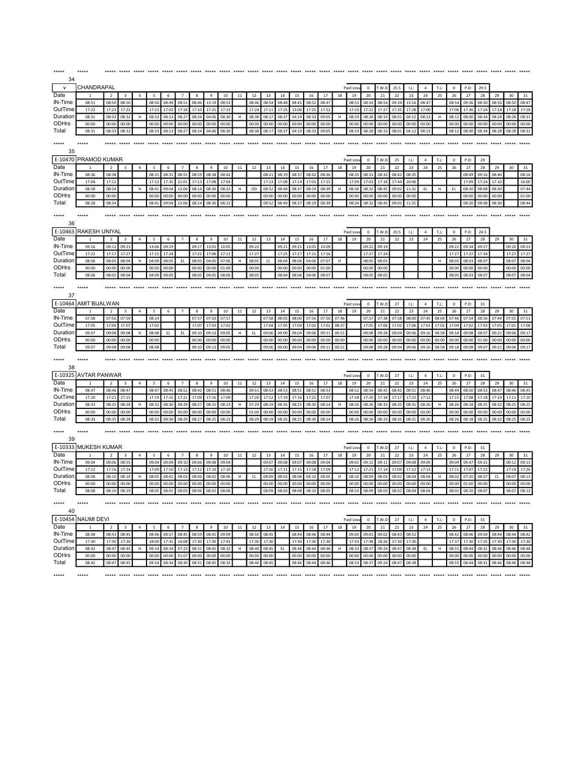\*\*\*\*\* \*\*\*\*\* \*\*\*\*\* \*\*\*\*\* \*\*\*\*\* \*\*\*\*\* \*\*\*\*\* \*\*\*\*\* \*\*\*\*\* \*\*\*\*\* \*\*\*\*\* \*\*\*\*\* \*\*\*\*\* \*\*\*\*\* \*\*\*\*\* \*\*\*\*\* \*\*\*\*\* \*\*\*\*\* \*\*\*\*\* \*\*\*\*\* \*\*\*\*\* \*\*\*\*\* \*\*\*\*\* \*\*\*\*\* \*\*\*\*\* \*\*\*\*\* \*\*\*\*\* \*\*\*\*\* \*\*\*\*\* \*\*\*\*\* \*\*\*\*\* \*\*\*\*\*

34

| v | CHANDRAPAL | | | | | | | | | | | | | | | | | | Paid Leav | 0 | T.W.D: | 25.5 | I.L: | 4 | T.L: | 0 | P.D: | 29.5 | | | |
|---|---|---|---|---|---|---|---|---|---|---|---|---|---|---|---|---|---|---|---|---|---|---|---|---|---|---|---|---|---|---|---|
| Date | 1 | 2 | 3 | 4 | 5 | 6 | 7 | 8 | 9 | 10 | 11 | 12 | 13 | 14 | 15 | 16 | 17 | 18 | 19 | 20 | 21 | 22 | 23 | 24 | 25 | 26 | 27 | 28 | 29 | 30 | 31 |
| IN-Time | 08:51 | 08:50 | 08:50 | | 08:50 | 08:49 | 08:51 | 08:46 | 13:19 | 08:53 | | 08:46 | 08:54 | 08:48 | 08:41 | 08:52 | 08:47 | | 08:51 | 08:54 | 08:54 | 09:34 | 13:16 | 08:47 | | 08:54 | 09:36 | 08:50 | 08:50 | 08:50 | 08:47 |
| OutTime | 17:22 | 17:23 | 17:22 | | 17:23 | 17:02 | 17:18 | 17:10 | 17:25 | 17:23 | | 17:24 | 17:11 | 17:25 | 13:00 | 17:25 | 17:52 | | 17:10 | 17:22 | 17:27 | 17:35 | 17:28 | 17:00 | | 17:06 | 17:36 | 17:24 | 17:18 | 17:18 | 17:18 |
| Duration | 08:31 | 08:33 | 08:32 | H | 08:33 | 08:13 | 08:27 | 08:24 | 04:06 | 08:30 | H | 08:38 | 08:17 | 08:37 | 04:19 | 08:33 | 09:05 | H | 08:19 | 08:28 | 08:33 | 08:01 | 04:12 | 08:13 | H | 08:12 | 08:00 | 08:34 | 08:28 | 08:28 | 08:31 |
| ODHrs | 00:00 | 00:00 | 00:00 | | 00:00 | 00:00 | 00:00 | 00:00 | 00:00 | 00:00 | | 00:00 | 00:00 | 00:00 | 00:00 | 00:00 | 00:00 | | 00:00 | 00:00 | 00:00 | 00:00 | 00:00 | 00:00 | | 00:00 | 00:00 | 00:00 | 00:00 | 00:00 | 00:00 |
| Total | 08:31 | 08:33 | 08:32 | | 08:33 | 08:13 | 08:27 | 08:24 | 04:06 | 08:30 | | 08:38 | 08:17 | 08:37 | 04:19 | 08:33 | 09:05 | | 08:19 | 08:28 | 08:33 | 08:01 | 04:12 | 08:13 | | 08:12 | 08:00 | 08:34 | 08:28 | 08:28 | 08:31 |

\*\*\*\*\* \*\*\*\*\* \*\*\*\*\* \*\*\*\*\* \*\*\*\*\* \*\*\*\*\* \*\*\*\*\* \*\*\*\*\* \*\*\*\*\* \*\*\*\*\* \*\*\*\*\* \*\*\*\*\* \*\*\*\*\* \*\*\*\*\* \*\*\*\*\* \*\*\*\*\* \*\*\*\*\* \*\*\*\*\* \*\*\*\*\* \*\*\*\*\* \*\*\*\*\* \*\*\*\*\* \*\*\*\*\* \*\*\*\*\* \*\*\*\*\* \*\*\*\*\* \*\*\*\*\* \*\*\*\*\* \*\*\*\*\* \*\*\*\*\* \*\*\*\*\* \*\*\*\*\*

35

| E-10470 | PRAMOD KUMAR | | | | | | | | | | | | | | | | | | Paid Leav | 0 | T.W.D: | 25 | I.L: | 4 | T.L: | 0 | P.D: | 29 | | | |
|---|---|---|---|---|---|---|---|---|---|---|---|---|---|---|---|---|---|---|---|---|---|---|---|---|---|---|---|---|---|---|---|
| Date | 1 | 2 | 3 | 4 | 5 | 6 | 7 | 8 | 9 | 10 | 11 | 12 | 13 | 14 | 15 | 16 | 17 | 18 | 19 | 20 | 21 | 22 | 23 | 24 | 25 | 26 | 27 | 28 | 29 | 30 | 31 |
| IN-Time | 08:36 | 08:38 | | | 08:31 | 08:31 | 08:55 | 08:59 | 08:38 | 08:42 | | | 08:21 | 08:19 | 08:37 | 08:42 | 08:36 | | 08:35 | 08:31 | 08:33 | 08:42 | 08:35 | | | | 08:49 | 09:16 | 08:40 | | 08:16 |
| OutTime | 17:04 | 17:12 | | | 17:12 | 17:35 | 22:01 | 17:13 | 17:08 | 17:04 | | | 17:13 | 17:08 | 17:14 | 17:01 | 17:15 | | 17:09 | 17:03 | 17:18 | 17:44 | 20:06 | | | | 17:09 | 17:24 | 17:10 | | 16:00 |
| Duration | 08:28 | 08:34 | | H | 08:41 | 09:04 | 13:06 | 08:14 | 08:30 | 08:22 | H | OD | 08:52 | 08:49 | 08:37 | 08:19 | 08:39 | H | 08:34 | 08:32 | 08:45 | 09:02 | 11:31 | EL | H | EL | 08:20 | 08:08 | 08:30 | | 07:44 |
| ODHrs | 00:00 | 00:00 | | | 00:00 | 00:00 | 00:00 | 00:00 | 00:00 | 00:00 | | | 00:00 | 00:00 | 00:00 | 00:00 | 00:00 | | 00:00 | 00:00 | 00:00 | 00:00 | 00:00 | | | | 00:00 | 00:00 | 00:00 | | 01:00 |
| Total | 08:28 | 08:34 | | | 08:41 | 09:04 | 13:06 | 08:14 | 08:30 | 08:22 | | | 08:52 | 08:49 | 08:37 | 08:19 | 08:39 | | 08:34 | 08:32 | 08:45 | 09:02 | 11:31 | | | | 08:20 | 08:08 | 08:30 | | 08:44 |

\*\*\*\*\* \*\*\*\*\* \*\*\*\*\* \*\*\*\*\* \*\*\*\*\* \*\*\*\*\* \*\*\*\*\* \*\*\*\*\* \*\*\*\*\* \*\*\*\*\* \*\*\*\*\* \*\*\*\*\* \*\*\*\*\* \*\*\*\*\* \*\*\*\*\* \*\*\*\*\* \*\*\*\*\* \*\*\*\*\* \*\*\*\*\* \*\*\*\*\* \*\*\*\*\* \*\*\*\*\* \*\*\*\*\* \*\*\*\*\* \*\*\*\*\* \*\*\*\*\* \*\*\*\*\* \*\*\*\*\* \*\*\*\*\* \*\*\*\*\* \*\*\*\*\* \*\*\*\*\*

36

| E-10463 | RAKESH UNIYAL | | | | | | | | | | | | | | | | | | Paid Leav | 0 | T.W.D: | 20.5 | I.L: | 4 | T.L: | 0 | P.D: | 24.5 | | | |
|---|---|---|---|---|---|---|---|---|---|---|---|---|---|---|---|---|---|---|---|---|---|---|---|---|---|---|---|---|---|---|---|
| Date | 1 | 2 | 3 | 4 | 5 | 6 | 7 | 8 | 9 | 10 | 11 | 12 | 13 | 14 | 15 | 16 | 17 | 18 | 19 | 20 | 21 | 22 | 23 | 24 | 25 | 26 | 27 | 28 | 29 | 30 | 31 |
| IN-Time | 09:16 | 09:12 | 09:23 | | 13:06 | 09:19 | | 09:17 | 13:01 | 10:05 | | 09:22 | | 09:21 | 09:21 | 13:05 | 10:09 | | | 09:22 | 09:19 | | | | | 09:22 | 09:34 | 09:27 | | 09:20 | 09:23 |
| OutTime | 17:22 | 17:17 | 17:27 | | 17:15 | 17:24 | | 17:22 | 17:06 | 17:11 | | 17:27 | | 17:25 | 17:27 | 17:11 | 17:16 | | | 17:27 | 17:24 | | | | | 17:27 | 17:37 | 17:34 | | 17:27 | 17:27 |
| Duration | 08:06 | 08:05 | 08:04 | H | 04:09 | 08:05 | EL | 08:05 | 04:05 | 07:06 | H | 08:05 | CL | 08:04 | 08:06 | 04:06 | 07:07 | H | | 08:05 | 08:05 | | | | H | 08:05 | 08:03 | 08:07 | | 08:07 | 08:04 |
| ODHrs | 00:00 | 00:00 | 00:00 | | 00:00 | 00:00 | | 00:00 | 00:00 | 01:00 | | 00:00 | | 00:00 | 00:00 | 00:00 | 01:00 | | | 00:00 | 00:00 | | | | | 00:00 | 00:00 | 00:00 | | 00:00 | 00:00 |
| Total | 08:06 | 08:05 | 08:04 | | 04:09 | 08:05 | | 08:05 | 04:05 | 08:06 | | 08:05 | | 08:04 | 08:06 | 04:06 | 08:07 | | | 08:05 | 08:05 | | | | | 08:05 | 08:03 | 08:07 | | 08:07 | 08:04 |

\*\*\*\*\* \*\*\*\*\* \*\*\*\*\* \*\*\*\*\* \*\*\*\*\* \*\*\*\*\* \*\*\*\*\* \*\*\*\*\* \*\*\*\*\* \*\*\*\*\* \*\*\*\*\* \*\*\*\*\* \*\*\*\*\* \*\*\*\*\* \*\*\*\*\* \*\*\*\*\* \*\*\*\*\* \*\*\*\*\* \*\*\*\*\* \*\*\*\*\* \*\*\*\*\* \*\*\*\*\* \*\*\*\*\* \*\*\*\*\* \*\*\*\*\* \*\*\*\*\* \*\*\*\*\* \*\*\*\*\* \*\*\*\*\* \*\*\*\*\* \*\*\*\*\* \*\*\*\*\*

37

| E-10464 | AMIT BIJALWAN | | | | | | | | | | | | | | | | | | Paid Leav | 0 | T.W.D: | 27 | I.L: | 4 | T.L: | 0 | P.D: | 31 | | | |
|---|---|---|---|---|---|---|---|---|---|---|---|---|---|---|---|---|---|---|---|---|---|---|---|---|---|---|---|---|---|---|---|
| Date | 1 | 2 | 3 | 4 | 5 | 6 | 7 | 8 | 9 | 10 | 11 | 12 | 13 | 14 | 15 | 16 | 17 | 18 | 19 | 20 | 21 | 22 | 23 | 24 | 25 | 26 | 27 | 28 | 29 | 30 | 31 |
| IN-Time | 07:58 | 07:56 | 07:59 | | 08:14 | | | 07:57 | 07:50 | 07:57 | | | 07:58 | 08:05 | 08:00 | 07:56 | 07:50 | 07:46 | | 07:57 | 07:38 | 07:58 | 08:00 | 07:45 | 08:04 | 07:46 | 07:54 | 08:56 | 07:44 | 07:55 | 07:51 |
| OutTime | 17:05 | 17:04 | 17:07 | | 17:02 | | | 17:07 | 17:03 | 17:02 | | | 17:04 | 17:05 | 17:04 | 17:02 | 17:01 | 08:37 | | 17:05 | 17:06 | 17:02 | 17:06 | 17:01 | 17:02 | 17:04 | 17:02 | 17:03 | 17:05 | 17:01 | 17:08 |
| Duration | 09:07 | 09:08 | 09:08 | H | 08:48 | EL | EL | 09:10 | 09:13 | 09:05 | H | EL | 09:06 | 09:00 | 09:04 | 09:06 | 09:11 | 00:51 | | 09:08 | 09:28 | 09:04 | 09:06 | 09:16 | 08:58 | 09:18 | 09:08 | 08:07 | 09:21 | 09:06 | 09:17 |
| ODHrs | 00:00 | 00:00 | 00:00 | | 00:00 | | | 00:00 | 00:00 | 00:00 | | | 00:00 | 00:00 | 00:00 | 00:00 | 00:00 | 00:00 | | 00:00 | 00:00 | 00:00 | 00:00 | 00:00 | 00:00 | 00:00 | 00:00 | 01:00 | 00:00 | 00:00 | 00:00 |
| Total | 09:07 | 09:08 | 09:08 | | 08:48 | | | 09:10 | 09:13 | 09:05 | | | 09:06 | 09:00 | 09:04 | 09:06 | 09:11 | 00:51 | | 09:08 | 09:28 | 09:04 | 09:06 | 09:16 | 08:58 | 09:18 | 09:08 | 09:07 | 09:21 | 09:06 | 09:17 |

\*\*\*\*\* \*\*\*\*\* \*\*\*\*\* \*\*\*\*\* \*\*\*\*\* \*\*\*\*\* \*\*\*\*\* \*\*\*\*\* \*\*\*\*\* \*\*\*\*\* \*\*\*\*\* \*\*\*\*\* \*\*\*\*\* \*\*\*\*\* \*\*\*\*\* \*\*\*\*\* \*\*\*\*\* \*\*\*\*\* \*\*\*\*\* \*\*\*\*\* \*\*\*\*\* \*\*\*\*\* \*\*\*\*\* \*\*\*\*\* \*\*\*\*\* \*\*\*\*\* \*\*\*\*\* \*\*\*\*\* \*\*\*\*\* \*\*\*\*\* \*\*\*\*\* \*\*\*\*\*

38

| E-10325 | AVTAR PANWAR | | | | | | | | | | | | | | | | | | Paid Leav | 0 | T.W.D: | 27 | I.L: | 4 | T.L: | 0 | P.D: | 31 | | | |
|---|---|---|---|---|---|---|---|---|---|---|---|---|---|---|---|---|---|---|---|---|---|---|---|---|---|---|---|---|---|---|---|
| Date | 1 | 2 | 3 | 4 | 5 | 6 | 7 | 8 | 9 | 10 | 11 | 12 | 13 | 14 | 15 | 16 | 17 | 18 | 19 | 20 | 21 | 22 | 23 | 24 | 25 | 26 | 27 | 28 | 29 | 30 | 31 |
| IN-Time | 08:47 | 08:46 | 08:47 | | 08:47 | 08:45 | 08:52 | 08:42 | 08:51 | 08:46 | | 09:51 | 08:53 | 08:53 | 08:51 | 08:51 | 08:53 | | 08:52 | 08:54 | 08:45 | 08:42 | 08:51 | 08:46 | | 08:49 | 08:50 | 08:53 | 08:47 | 08:46 | 08:45 |
| OutTime | 17:20 | 17:21 | 17:15 | | 17:19 | 17:15 | 17:21 | 17:09 | 17:16 | 17:09 | | 17:20 | 17:12 | 17:19 | 17:16 | 17:21 | 17:07 | | 17:18 | 17:20 | 17:18 | 17:17 | 17:22 | 17:12 | | 17:15 | 17:08 | 17:18 | 17:19 | 17:11 | 17:10 |
| Duration | 08:33 | 08:35 | 08:28 | H | 08:32 | 08:30 | 08:29 | 08:27 | 08:25 | 08:23 | H | 07:29 | 08:19 | 08:26 | 08:25 | 08:30 | 08:14 | H | 08:26 | 08:26 | 08:33 | 08:35 | 08:31 | 08:26 | H | 08:26 | 08:18 | 08:25 | 08:32 | 08:25 | 08:25 |
| ODHrs | 00:00 | 00:00 | 00:00 | | 00:00 | 00:00 | 00:00 | 00:00 | 00:00 | 00:00 | | 01:00 | 00:00 | 00:00 | 00:00 | 00:00 | 00:00 | | 00:00 | 00:00 | 00:00 | 00:00 | 00:00 | 00:00 | | 00:00 | 00:00 | 00:00 | 00:00 | 00:00 | 00:00 |
| Total | 08:33 | 08:35 | 08:28 | | 08:32 | 08:30 | 08:29 | 08:27 | 08:25 | 08:23 | | 08:29 | 08:19 | 08:26 | 08:25 | 08:30 | 08:14 | | 08:26 | 08:26 | 08:33 | 08:35 | 08:31 | 08:26 | | 08:26 | 08:18 | 08:25 | 08:32 | 08:25 | 08:25 |

\*\*\*\*\* \*\*\*\*\* \*\*\*\*\* \*\*\*\*\* \*\*\*\*\* \*\*\*\*\* \*\*\*\*\* \*\*\*\*\* \*\*\*\*\* \*\*\*\*\* \*\*\*\*\* \*\*\*\*\* \*\*\*\*\* \*\*\*\*\* \*\*\*\*\* \*\*\*\*\* \*\*\*\*\* \*\*\*\*\* \*\*\*\*\* \*\*\*\*\* \*\*\*\*\* \*\*\*\*\* \*\*\*\*\* \*\*\*\*\* \*\*\*\*\* \*\*\*\*\* \*\*\*\*\* \*\*\*\*\* \*\*\*\*\* \*\*\*\*\* \*\*\*\*\* \*\*\*\*\*

39

| E-10333 | MUKESH KUMAR | | | | | | | | | | | | | | | | | | Paid Leav | 0 | T.W.D: | 27 | I.L: | 4 | T.L: | 0 | P.D: | 31 | | | |
|---|---|---|---|---|---|---|---|---|---|---|---|---|---|---|---|---|---|---|---|---|---|---|---|---|---|---|---|---|---|---|---|
| Date | 1 | 2 | 3 | 4 | 5 | 6 | 7 | 8 | 9 | 10 | 11 | 12 | 13 | 14 | 15 | 16 | 17 | 18 | 19 | 20 | 21 | 22 | 23 | 24 | 25 | 26 | 27 | 28 | 29 | 30 | 31 |
| IN-Time | 09:04 | 09:06 | 08:55 | | 09:04 | 09:09 | 09:10 | 09:06 | 09:08 | 09:04 | | | 09:07 | 09:08 | 09:07 | 09:08 | 09:04 | | 09:02 | 09:12 | 09:11 | 09:07 | 09:08 | 09:09 | | 09:09 | 09:47 | 09:15 | | 09:12 | 09:13 |
| OutTime | 17:12 | 17:16 | 17:14 | | 17:09 | 17:10 | 17:13 | 17:12 | 17:10 | 17:10 | | | 17:16 | 17:11 | 17:15 | 17:18 | 17:09 | | 17:12 | 17:21 | 17:14 | 17:09 | 17:12 | 17:13 | | 17:11 | 17:07 | 17:22 | | 17:19 | 17:26 |
| Duration | 08:08 | 08:10 | 08:19 | H | 08:05 | 08:01 | 08:03 | 08:06 | 08:02 | 08:06 | H | CL | 08:09 | 08:03 | 08:08 | 08:10 | 08:05 | H | 08:10 | 08:09 | 08:03 | 08:02 | 08:04 | 08:04 | H | 08:02 | 07:20 | 08:07 | CL | 08:07 | 08:13 |
| ODHrs | 00:00 | 00:00 | 00:00 | | 00:00 | 00:00 | 00:00 | 00:00 | 00:00 | 00:00 | | | 00:00 | 00:00 | 00:00 | 00:00 | 00:00 | | 00:00 | 00:00 | 00:00 | 00:00 | 00:00 | 00:00 | | 00:00 | 01:00 | 00:00 | | 00:00 | 00:00 |
| Total | 08:08 | 08:10 | 08:19 | | 08:05 | 08:01 | 08:03 | 08:06 | 08:02 | 08:06 | | | 08:09 | 08:03 | 08:08 | 08:10 | 08:05 | | 08:10 | 08:09 | 08:03 | 08:02 | 08:04 | 08:04 | | 08:02 | 08:20 | 08:07 | | 08:07 | 08:13 |

\*\*\*\*\* \*\*\*\*\* \*\*\*\*\* \*\*\*\*\* \*\*\*\*\* \*\*\*\*\* \*\*\*\*\* \*\*\*\*\* \*\*\*\*\* \*\*\*\*\* \*\*\*\*\* \*\*\*\*\* \*\*\*\*\* \*\*\*\*\* \*\*\*\*\* \*\*\*\*\* \*\*\*\*\* \*\*\*\*\* \*\*\*\*\* \*\*\*\*\* \*\*\*\*\* \*\*\*\*\* \*\*\*\*\* \*\*\*\*\* \*\*\*\*\* \*\*\*\*\* \*\*\*\*\* \*\*\*\*\* \*\*\*\*\* \*\*\*\*\* \*\*\*\*\* \*\*\*\*\*

40

| E-10454 | NAUMI DEVI | | | | | | | | | | | | | | | | | | Paid Leav | 0 | T.W.D: | 27 | I.L: | 4 | T.L: | 0 | P.D: | 31 | | | |
|---|---|---|---|---|---|---|---|---|---|---|---|---|---|---|---|---|---|---|---|---|---|---|---|---|---|---|---|---|---|---|---|
| Date | 1 | 2 | 3 | 4 | 5 | 6 | 7 | 8 | 9 | 10 | 11 | 12 | 13 | 14 | 15 | 16 | 17 | 18 | 19 | 20 | 21 | 22 | 23 | 24 | 25 | 26 | 27 | 28 | 29 | 30 | 31 |
| IN-Time | 08:48 | 08:43 | 08:45 | | 08:46 | 08:57 | 08:45 | 08:59 | 08:45 | 09:09 | | 08:50 | 08:45 | | 08:44 | 08:46 | 08:44 | | 09:00 | 09:01 | 09:02 | 08:43 | 08:52 | | | 08:42 | 08:46 | 09:04 | 08:44 | 08:44 | 08:42 |
| OutTime | 17:30 | 17:30 | 17:30 | | 18:00 | 17:31 | 16:08 | 17:30 | 17:30 | 17:41 | | 17:30 | 17:30 | | 17:30 | 17:30 | 17:30 | | 17:33 | 17:38 | 18:26 | 17:30 | 17:30 | | | 17:37 | 17:30 | 17:35 | 17:30 | 17:30 | 17:30 |
| Duration | 08:42 | 08:47 | 08:45 | H | 09:14 | 08:34 | 07:23 | 08:31 | 08:45 | 08:32 | H | 08:40 | 08:45 | EL | 08:46 | 08:44 | 08:46 | H | 08:33 | 08:37 | 09:24 | 08:47 | 08:38 | EL | H | 08:55 | 08:44 | 08:31 | 08:46 | 08:46 | 08:48 |
| ODHrs | 00:00 | 00:00 | 00:00 | | 00:00 | 00:00 | 01:07 | 00:00 | 00:00 | 00:00 | | 00:00 | 00:00 | | 00:00 | 00:00 | 00:00 | | 00:00 | 00:00 | 00:00 | 00:00 | 00:00 | | | 00:00 | 00:00 | 00:00 | 00:00 | 00:00 | 00:00 |
| Total | 08:42 | 08:47 | 08:45 | | 09:14 | 08:34 | 08:30 | 08:31 | 08:45 | 08:32 | | 08:40 | 08:45 | | 08:46 | 08:44 | 08:46 | | 08:33 | 08:37 | 09:24 | 08:47 | 08:38 | | | 08:55 | 08:44 | 08:31 | 08:46 | 08:46 | 08:48 |

\*\*\*\*\* \*\*\*\*\* \*\*\*\*\* \*\*\*\*\* \*\*\*\*\* \*\*\*\*\* \*\*\*\*\* \*\*\*\*\* \*\*\*\*\* \*\*\*\*\* \*\*\*\*\* \*\*\*\*\* \*\*\*\*\* \*\*\*\*\* \*\*\*\*\* \*\*\*\*\* \*\*\*\*\* \*\*\*\*\* \*\*\*\*\* \*\*\*\*\* \*\*\*\*\* \*\*\*\*\* \*\*\*\*\* \*\*\*\*\* \*\*\*\*\* \*\*\*\*\* \*\*\*\*\* \*\*\*\*\* \*\*\*\*\* \*\*\*\*\* \*\*\*\*\* \*\*\*\*\*